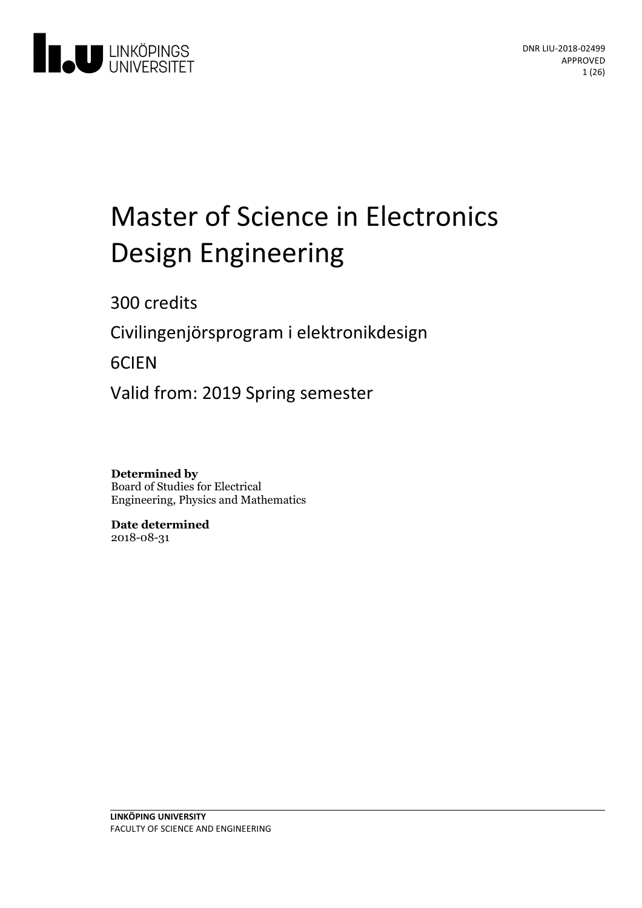LINKÖPINGS UNIVERSITET

DNR LIU-2018-02499
APPROVED

# Master of Science in Electronics Design Engineering

300 credits

Civilingenjörsprogram i elektronikdesign

6CIEN

Valid from: 2019 Spring semester

**Determined by**
Board of Studies for Electrical Engineering, Physics and Mathematics

**Date determined**
2018-08-31

**LINKÖPING UNIVERSITY**
FACULTY OF SCIENCE AND ENGINEERING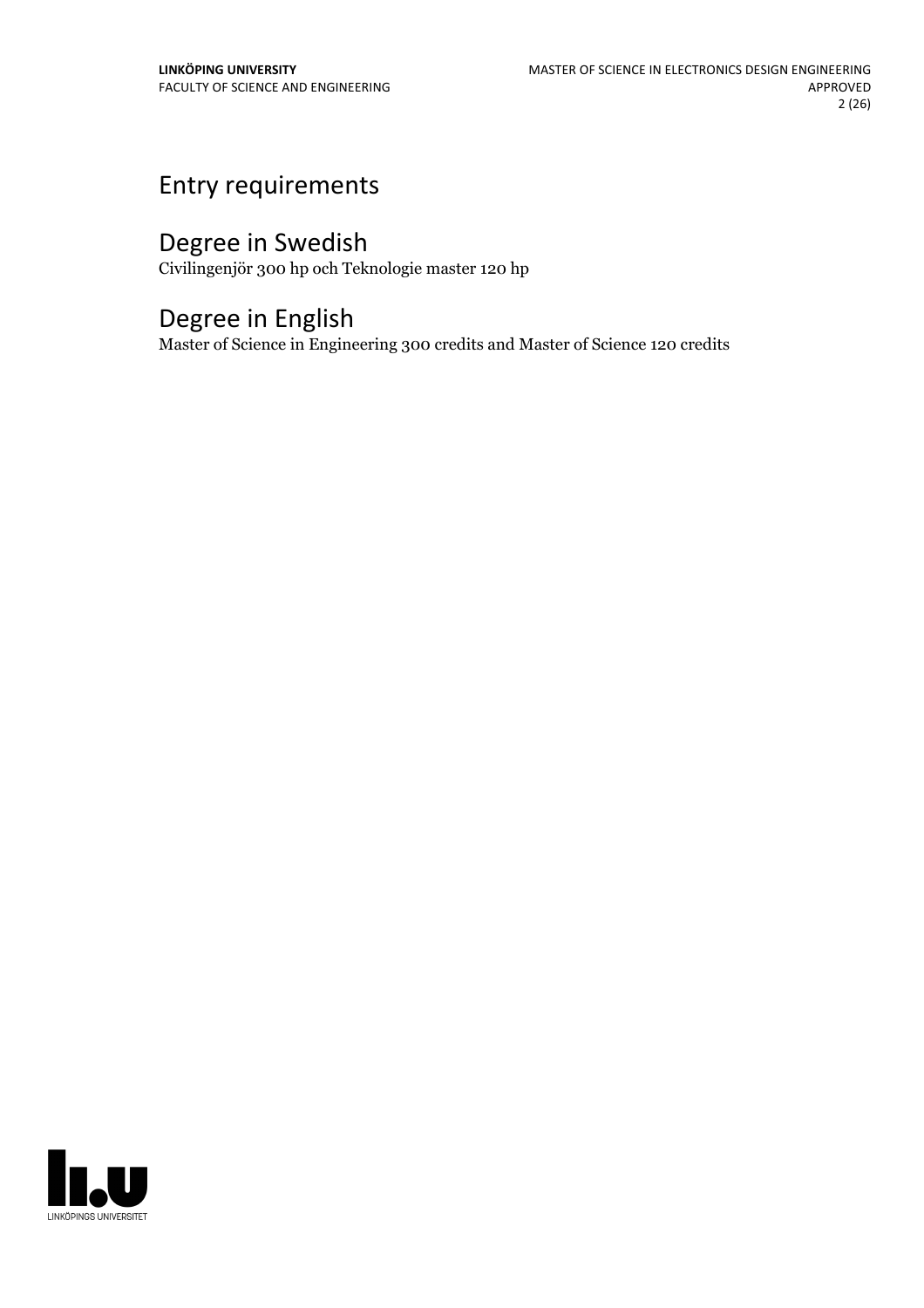## Entry requirements

## Degree in Swedish

Civilingenjör 300 hp och Teknologie master 120 hp

## Degree in English

Master of Science in Engineering 300 credits and Master of Science 120 credits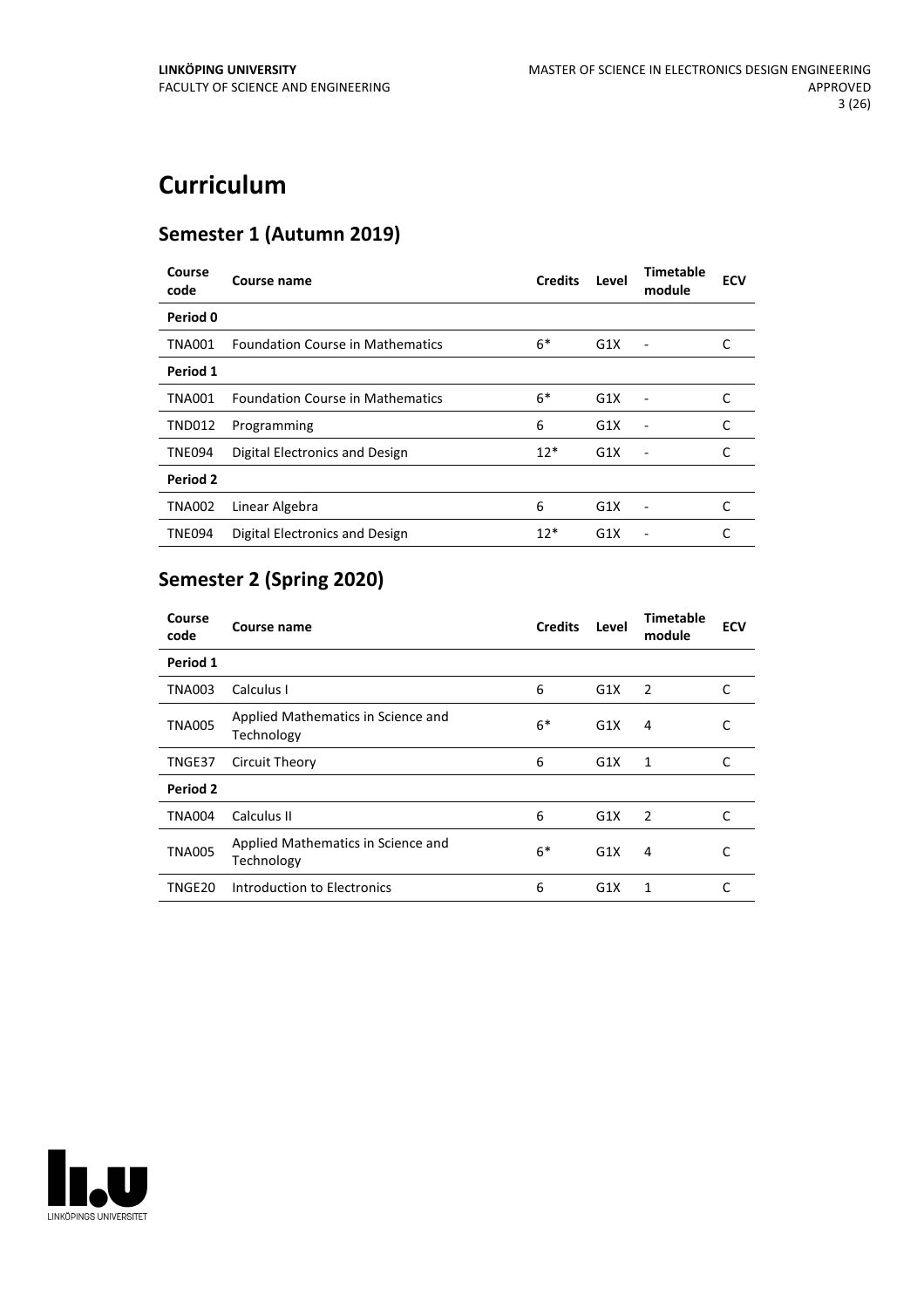# Curriculum

## Semester 1 (Autumn 2019)

| Course code | Course name | Credits | Level | Timetable module | ECV |
|---|---|---|---|---|---|
| **Period 0** | | | | | |
| TNA001 | Foundation Course in Mathematics | 6* | G1X | - | C |
| **Period 1** | | | | | |
| TNA001 | Foundation Course in Mathematics | 6* | G1X | - | C |
| TND012 | Programming | 6 | G1X | - | C |
| TNE094 | Digital Electronics and Design | 12* | G1X | - | C |
| **Period 2** | | | | | |
| TNA002 | Linear Algebra | 6 | G1X | - | C |
| TNE094 | Digital Electronics and Design | 12* | G1X | - | C |

## Semester 2 (Spring 2020)

| Course code | Course name | Credits | Level | Timetable module | ECV |
|---|---|---|---|---|---|
| **Period 1** | | | | | |
| TNA003 | Calculus I | 6 | G1X | 2 | C |
| TNA005 | Applied Mathematics in Science and Technology | 6* | G1X | 4 | C |
| TNGE37 | Circuit Theory | 6 | G1X | 1 | C |
| **Period 2** | | | | | |
| TNA004 | Calculus II | 6 | G1X | 2 | C |
| TNA005 | Applied Mathematics in Science and Technology | 6* | G1X | 4 | C |
| TNGE20 | Introduction to Electronics | 6 | G1X | 1 | C |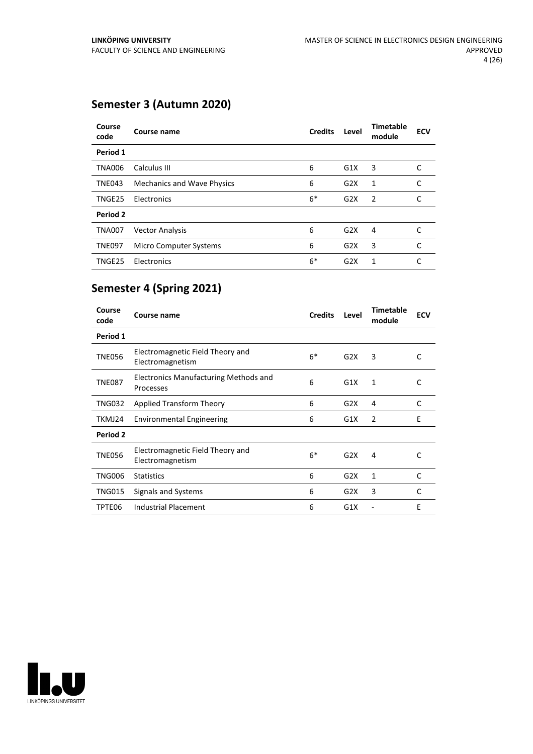## Semester 3 (Autumn 2020)

| Course code | Course name | Credits | Level | Timetable module | ECV |
|---|---|---|---|---|---|
| **Period 1** | | | | | |
| TNA006 | Calculus III | 6 | G1X | 3 | C |
| TNE043 | Mechanics and Wave Physics | 6 | G2X | 1 | C |
| TNGE25 | Electronics | 6* | G2X | 2 | C |
| **Period 2** | | | | | |
| TNA007 | Vector Analysis | 6 | G2X | 4 | C |
| TNE097 | Micro Computer Systems | 6 | G2X | 3 | C |
| TNGE25 | Electronics | 6* | G2X | 1 | C |

## Semester 4 (Spring 2021)

| Course code | Course name | Credits | Level | Timetable module | ECV |
|---|---|---|---|---|---|
| **Period 1** | | | | | |
| TNE056 | Electromagnetic Field Theory and Electromagnetism | 6* | G2X | 3 | C |
| TNE087 | Electronics Manufacturing Methods and Processes | 6 | G1X | 1 | C |
| TNG032 | Applied Transform Theory | 6 | G2X | 4 | C |
| TKMJ24 | Environmental Engineering | 6 | G1X | 2 | E |
| **Period 2** | | | | | |
| TNE056 | Electromagnetic Field Theory and Electromagnetism | 6* | G2X | 4 | C |
| TNG006 | Statistics | 6 | G2X | 1 | C |
| TNG015 | Signals and Systems | 6 | G2X | 3 | C |
| TPTE06 | Industrial Placement | 6 | G1X | - | E |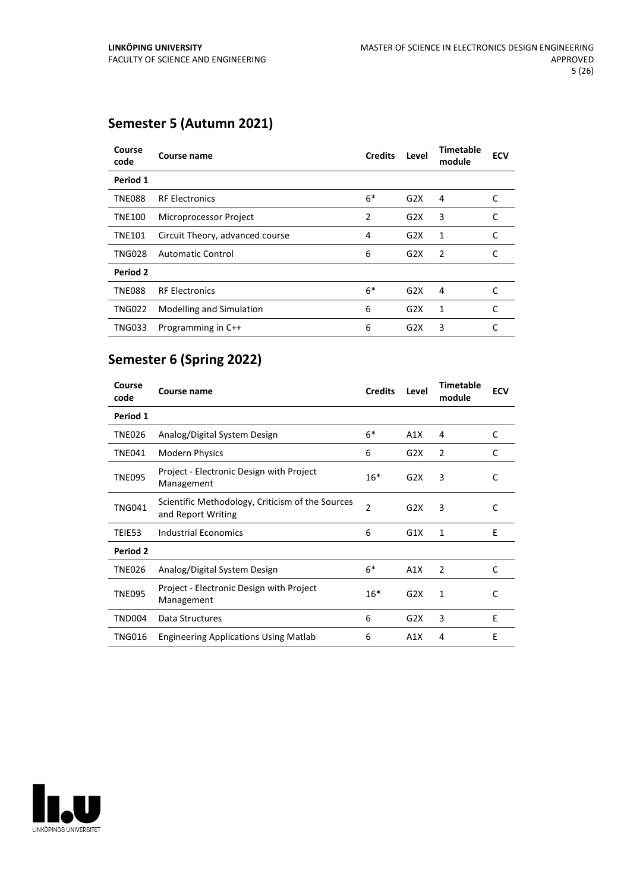## Semester 5 (Autumn 2021)

| Course code | Course name | Credits | Level | Timetable module | ECV |
|---|---|---|---|---|---|
| **Period 1** | | | | | |
| TNE088 | RF Electronics | 6* | G2X | 4 | C |
| TNE100 | Microprocessor Project | 2 | G2X | 3 | C |
| TNE101 | Circuit Theory, advanced course | 4 | G2X | 1 | C |
| TNG028 | Automatic Control | 6 | G2X | 2 | C |
| **Period 2** | | | | | |
| TNE088 | RF Electronics | 6* | G2X | 4 | C |
| TNG022 | Modelling and Simulation | 6 | G2X | 1 | C |
| TNG033 | Programming in C++ | 6 | G2X | 3 | C |

## Semester 6 (Spring 2022)

| Course code | Course name | Credits | Level | Timetable module | ECV |
|---|---|---|---|---|---|
| **Period 1** | | | | | |
| TNE026 | Analog/Digital System Design | 6* | A1X | 4 | C |
| TNE041 | Modern Physics | 6 | G2X | 2 | C |
| TNE095 | Project - Electronic Design with Project Management | 16* | G2X | 3 | C |
| TNG041 | Scientific Methodology, Criticism of the Sources and Report Writing | 2 | G2X | 3 | C |
| TEIE53 | Industrial Economics | 6 | G1X | 1 | E |
| **Period 2** | | | | | |
| TNE026 | Analog/Digital System Design | 6* | A1X | 2 | C |
| TNE095 | Project - Electronic Design with Project Management | 16* | G2X | 1 | C |
| TND004 | Data Structures | 6 | G2X | 3 | E |
| TNG016 | Engineering Applications Using Matlab | 6 | A1X | 4 | E |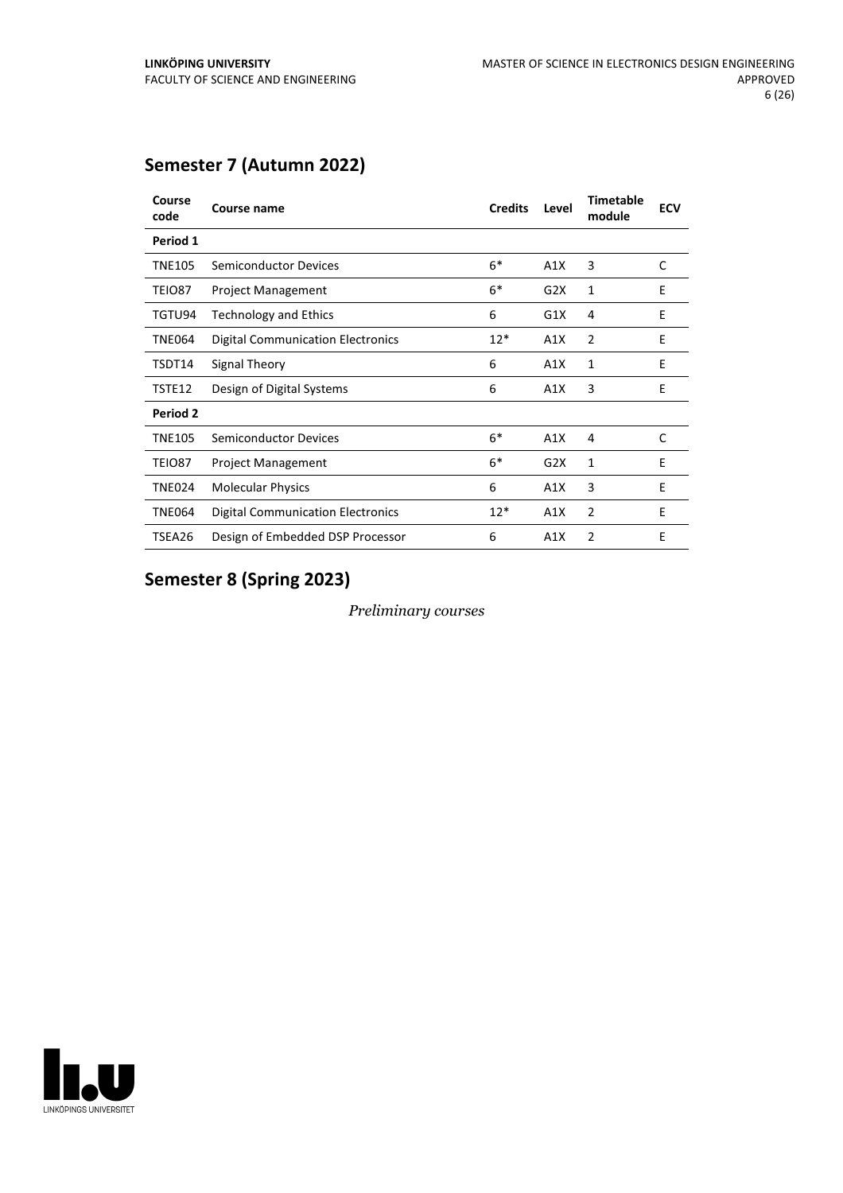## Semester 7 (Autumn 2022)

| Course code | Course name | Credits | Level | Timetable module | ECV |
|---|---|---|---|---|---|
| **Period 1** | | | | | |
| TNE105 | Semiconductor Devices | 6* | A1X | 3 | C |
| TEIO87 | Project Management | 6* | G2X | 1 | E |
| TGTU94 | Technology and Ethics | 6 | G1X | 4 | E |
| TNE064 | Digital Communication Electronics | 12* | A1X | 2 | E |
| TSDT14 | Signal Theory | 6 | A1X | 1 | E |
| TSTE12 | Design of Digital Systems | 6 | A1X | 3 | E |
| **Period 2** | | | | | |
| TNE105 | Semiconductor Devices | 6* | A1X | 4 | C |
| TEIO87 | Project Management | 6* | G2X | 1 | E |
| TNE024 | Molecular Physics | 6 | A1X | 3 | E |
| TNE064 | Digital Communication Electronics | 12* | A1X | 2 | E |
| TSEA26 | Design of Embedded DSP Processor | 6 | A1X | 2 | E |

## Semester 8 (Spring 2023)

*Preliminary courses*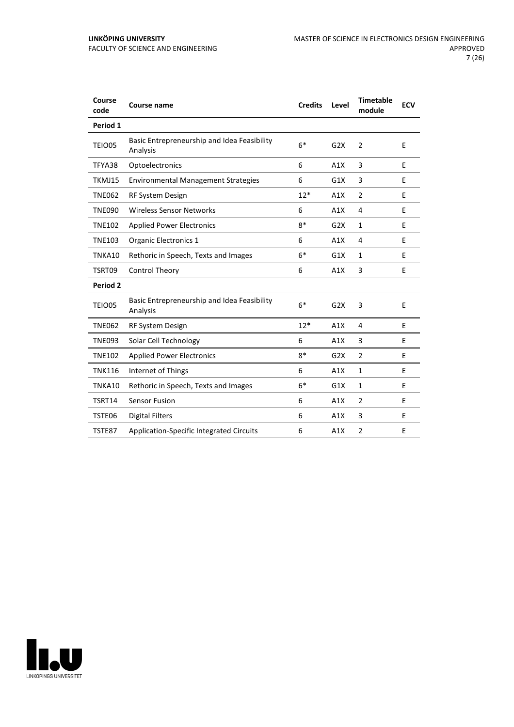| Course code | Course name | Credits | Level | Timetable module | ECV |
|---|---|---|---|---|---|
| **Period 1** | | | | | |
| TEIO05 | Basic Entrepreneurship and Idea Feasibility Analysis | 6* | G2X | 2 | E |
| TFYA38 | Optoelectronics | 6 | A1X | 3 | E |
| TKMJ15 | Environmental Management Strategies | 6 | G1X | 3 | E |
| TNE062 | RF System Design | 12* | A1X | 2 | E |
| TNE090 | Wireless Sensor Networks | 6 | A1X | 4 | E |
| TNE102 | Applied Power Electronics | 8* | G2X | 1 | E |
| TNE103 | Organic Electronics 1 | 6 | A1X | 4 | E |
| TNKA10 | Rethoric in Speech, Texts and Images | 6* | G1X | 1 | E |
| TSRT09 | Control Theory | 6 | A1X | 3 | E |
| **Period 2** | | | | | |
| TEIO05 | Basic Entrepreneurship and Idea Feasibility Analysis | 6* | G2X | 3 | E |
| TNE062 | RF System Design | 12* | A1X | 4 | E |
| TNE093 | Solar Cell Technology | 6 | A1X | 3 | E |
| TNE102 | Applied Power Electronics | 8* | G2X | 2 | E |
| TNK116 | Internet of Things | 6 | A1X | 1 | E |
| TNKA10 | Rethoric in Speech, Texts and Images | 6* | G1X | 1 | E |
| TSRT14 | Sensor Fusion | 6 | A1X | 2 | E |
| TSTE06 | Digital Filters | 6 | A1X | 3 | E |
| TSTE87 | Application-Specific Integrated Circuits | 6 | A1X | 2 | E |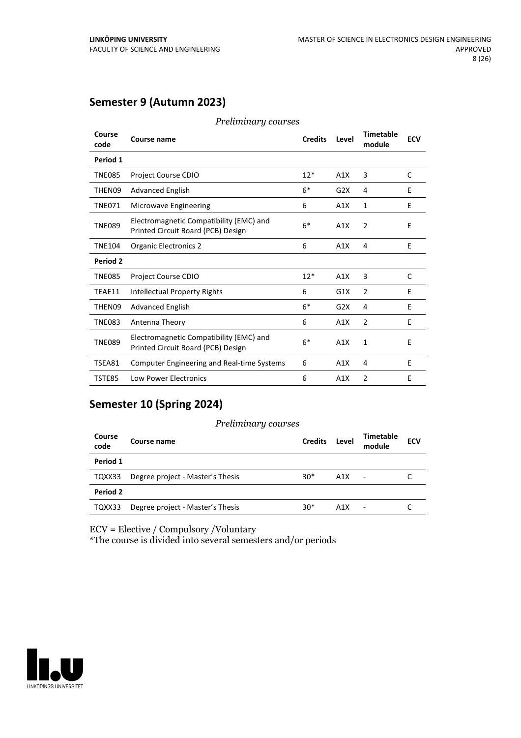## Semester 9 (Autumn 2023)

*Preliminary courses*

| Course code | Course name | Credits | Level | Timetable module | ECV |
|---|---|---|---|---|---|
| **Period 1** | | | | | |
| TNE085 | Project Course CDIO | 12* | A1X | 3 | C |
| THEN09 | Advanced English | 6* | G2X | 4 | E |
| TNE071 | Microwave Engineering | 6 | A1X | 1 | E |
| TNE089 | Electromagnetic Compatibility (EMC) and Printed Circuit Board (PCB) Design | 6* | A1X | 2 | E |
| TNE104 | Organic Electronics 2 | 6 | A1X | 4 | E |
| **Period 2** | | | | | |
| TNE085 | Project Course CDIO | 12* | A1X | 3 | C |
| TEAE11 | Intellectual Property Rights | 6 | G1X | 2 | E |
| THEN09 | Advanced English | 6* | G2X | 4 | E |
| TNE083 | Antenna Theory | 6 | A1X | 2 | E |
| TNE089 | Electromagnetic Compatibility (EMC) and Printed Circuit Board (PCB) Design | 6* | A1X | 1 | E |
| TSEA81 | Computer Engineering and Real-time Systems | 6 | A1X | 4 | E |
| TSTE85 | Low Power Electronics | 6 | A1X | 2 | E |

## Semester 10 (Spring 2024)

*Preliminary courses*

| Course code | Course name | Credits | Level | Timetable module | ECV |
|---|---|---|---|---|---|
| **Period 1** | | | | | |
| TQXX33 | Degree project - Master's Thesis | 30* | A1X | - | C |
| **Period 2** | | | | | |
| TQXX33 | Degree project - Master's Thesis | 30* | A1X | - | C |

ECV = Elective / Compulsory /Voluntary
*The course is divided into several semesters and/or periods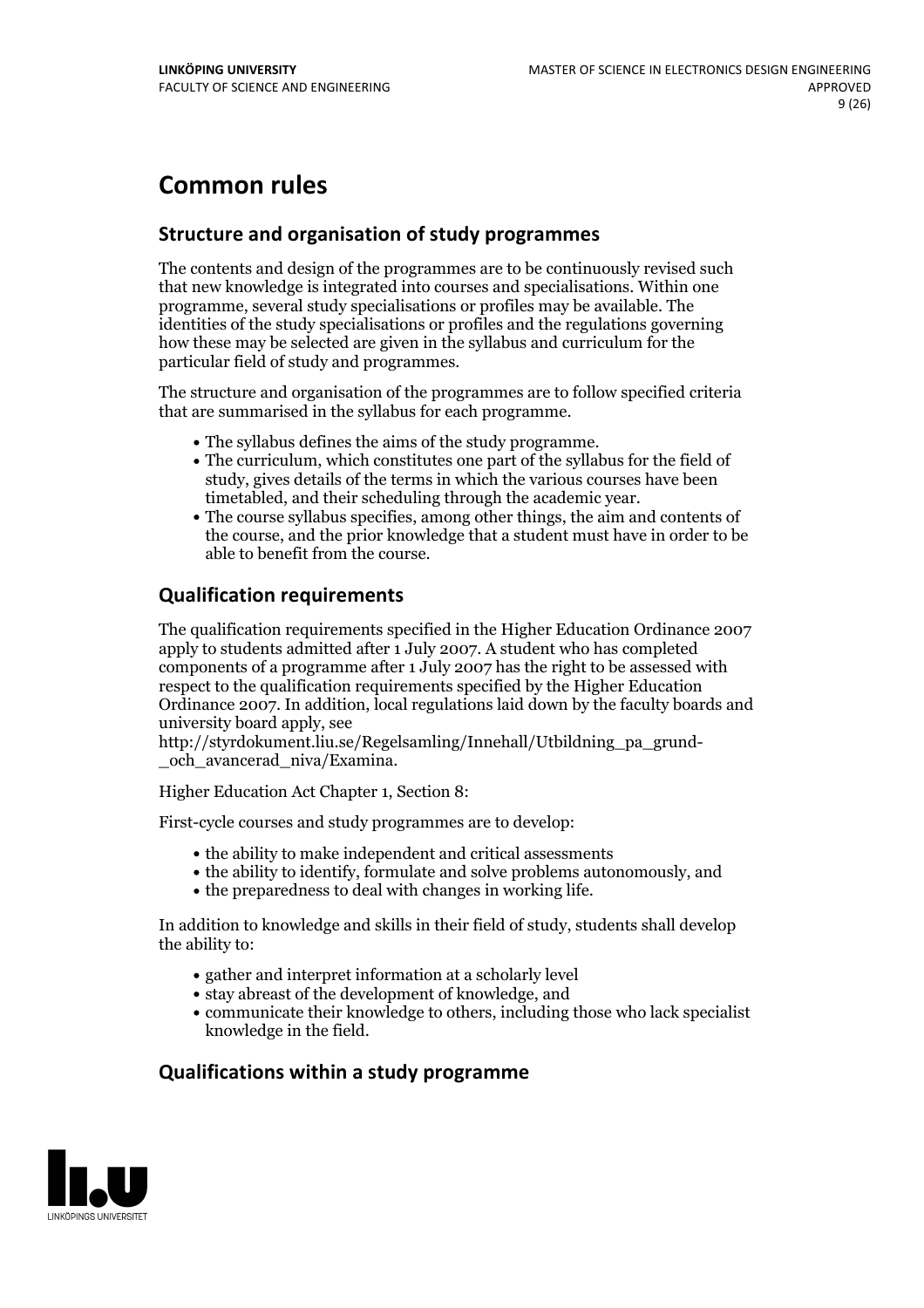# Common rules

## Structure and organisation of study programmes

The contents and design of the programmes are to be continuously revised such that new knowledge is integrated into courses and specialisations. Within one programme, several study specialisations or profiles may be available. The identities of the study specialisations or profiles and the regulations governing how these may be selected are given in the syllabus and curriculum for the particular field of study and programmes.

The structure and organisation of the programmes are to follow specified criteria that are summarised in the syllabus for each programme.

- The syllabus defines the aims of the study programme.
- The curriculum, which constitutes one part of the syllabus for the field of study, gives details of the terms in which the various courses have been timetabled, and their scheduling through the academic year.
- The course syllabus specifies, among other things, the aim and contents of the course, and the prior knowledge that a student must have in order to be able to benefit from the course.

## Qualification requirements

The qualification requirements specified in the Higher Education Ordinance 2007 apply to students admitted after 1 July 2007. A student who has completed components of a programme after 1 July 2007 has the right to be assessed with respect to the qualification requirements specified by the Higher Education Ordinance 2007. In addition, local regulations laid down by the faculty boards and university board apply, see
http://styrdokument.liu.se/Regelsamling/Innehall/Utbildning_pa_grund-_och_avancerad_niva/Examina.

Higher Education Act Chapter 1, Section 8:

First-cycle courses and study programmes are to develop:

- the ability to make independent and critical assessments
- the ability to identify, formulate and solve problems autonomously, and
- the preparedness to deal with changes in working life.

In addition to knowledge and skills in their field of study, students shall develop the ability to:

- gather and interpret information at a scholarly level
- stay abreast of the development of knowledge, and
- communicate their knowledge to others, including those who lack specialist knowledge in the field.

## Qualifications within a study programme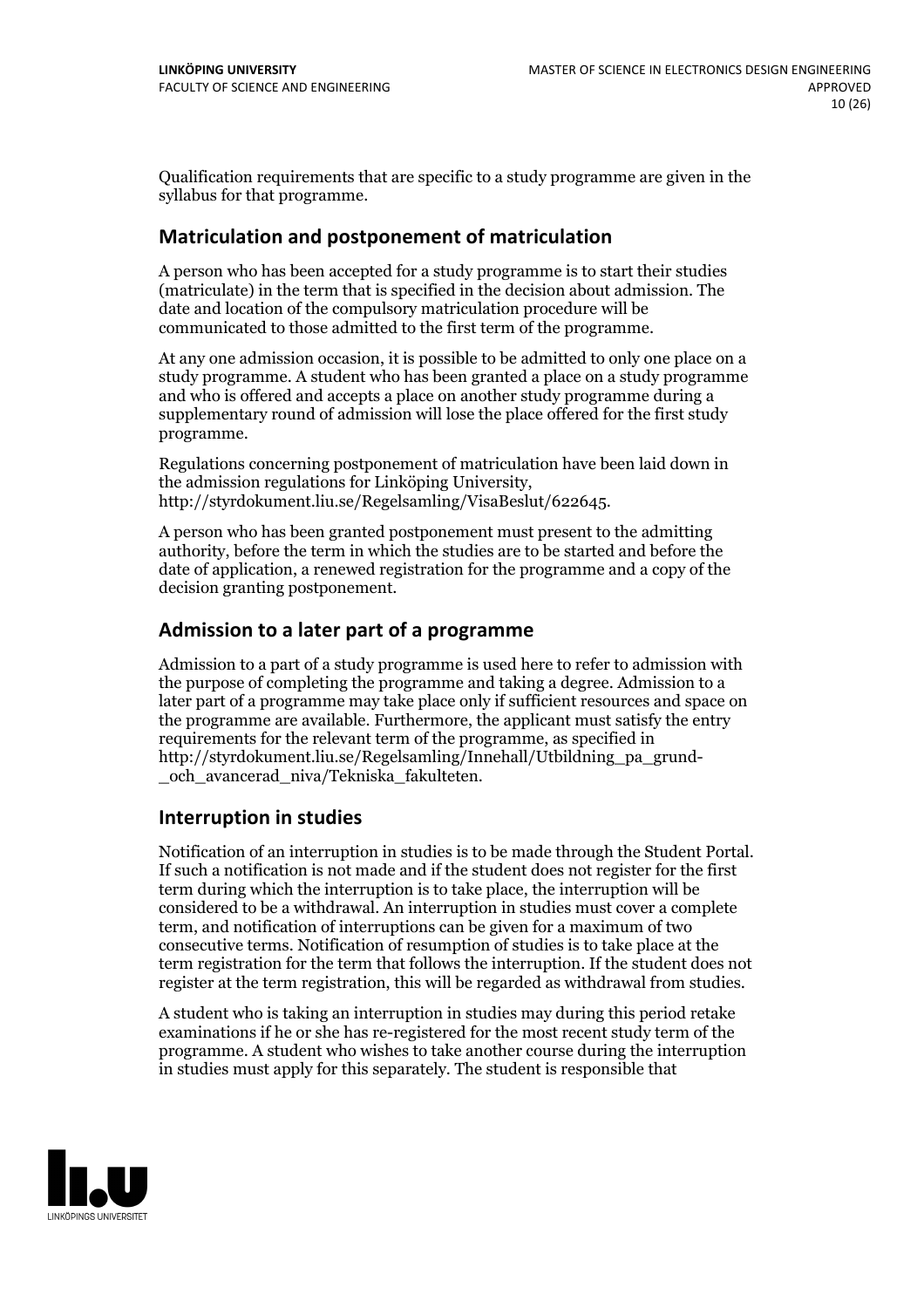Qualification requirements that are specific to a study programme are given in the syllabus for that programme.

## Matriculation and postponement of matriculation

A person who has been accepted for a study programme is to start their studies (matriculate) in the term that is specified in the decision about admission. The date and location of the compulsory matriculation procedure will be communicated to those admitted to the first term of the programme.

At any one admission occasion, it is possible to be admitted to only one place on a study programme. A student who has been granted a place on a study programme and who is offered and accepts a place on another study programme during a supplementary round of admission will lose the place offered for the first study programme.

Regulations concerning postponement of matriculation have been laid down in the admission regulations for Linköping University, http://styrdokument.liu.se/Regelsamling/VisaBeslut/622645.

A person who has been granted postponement must present to the admitting authority, before the term in which the studies are to be started and before the date of application, a renewed registration for the programme and a copy of the decision granting postponement.

## Admission to a later part of a programme

Admission to a part of a study programme is used here to refer to admission with the purpose of completing the programme and taking a degree. Admission to a later part of a programme may take place only if sufficient resources and space on the programme are available. Furthermore, the applicant must satisfy the entry requirements for the relevant term of the programme, as specified in http://styrdokument.liu.se/Regelsamling/Innehall/Utbildning_pa_grund-_och_avancerad_niva/Tekniska_fakulteten.

## Interruption in studies

Notification of an interruption in studies is to be made through the Student Portal. If such a notification is not made and if the student does not register for the first term during which the interruption is to take place, the interruption will be considered to be a withdrawal. An interruption in studies must cover a complete term, and notification of interruptions can be given for a maximum of two consecutive terms. Notification of resumption of studies is to take place at the term registration for the term that follows the interruption. If the student does not register at the term registration, this will be regarded as withdrawal from studies.

A student who is taking an interruption in studies may during this period retake examinations if he or she has re-registered for the most recent study term of the programme. A student who wishes to take another course during the interruption in studies must apply for this separately. The student is responsible that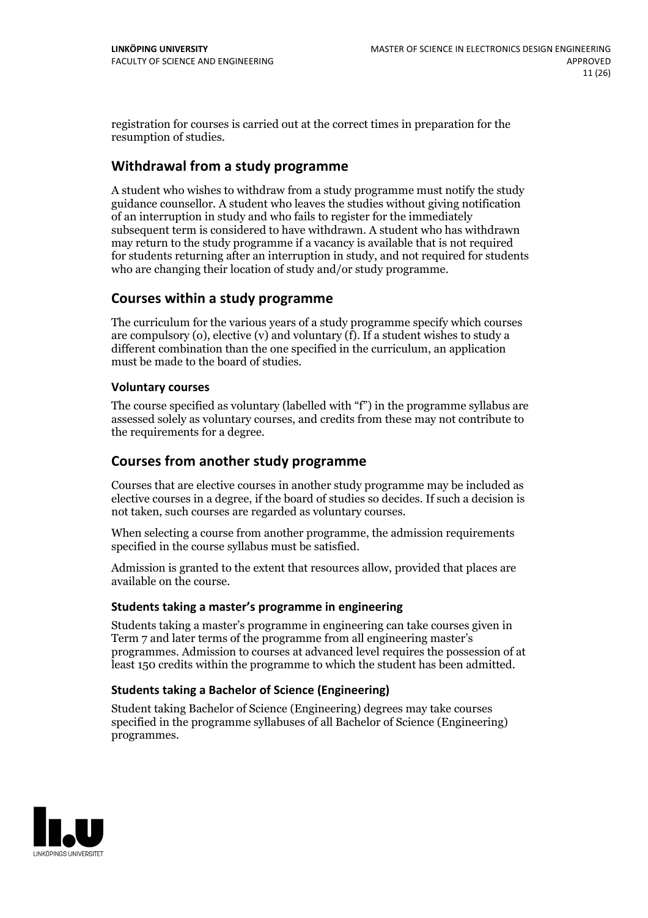registration for courses is carried out at the correct times in preparation for the resumption of studies.

## Withdrawal from a study programme

A student who wishes to withdraw from a study programme must notify the study guidance counsellor. A student who leaves the studies without giving notification of an interruption in study and who fails to register for the immediately subsequent term is considered to have withdrawn. A student who has withdrawn may return to the study programme if a vacancy is available that is not required for students returning after an interruption in study, and not required for students who are changing their location of study and/or study programme.

## Courses within a study programme

The curriculum for the various years of a study programme specify which courses are compulsory (o), elective (v) and voluntary (f). If a student wishes to study a different combination than the one specified in the curriculum, an application must be made to the board of studies.

### Voluntary courses

The course specified as voluntary (labelled with "f") in the programme syllabus are assessed solely as voluntary courses, and credits from these may not contribute to the requirements for a degree.

## Courses from another study programme

Courses that are elective courses in another study programme may be included as elective courses in a degree, if the board of studies so decides. If such a decision is not taken, such courses are regarded as voluntary courses.

When selecting a course from another programme, the admission requirements specified in the course syllabus must be satisfied.

Admission is granted to the extent that resources allow, provided that places are available on the course.

### Students taking a master's programme in engineering

Students taking a master's programme in engineering can take courses given in Term 7 and later terms of the programme from all engineering master's programmes. Admission to courses at advanced level requires the possession of at least 150 credits within the programme to which the student has been admitted.

### Students taking a Bachelor of Science (Engineering)

Student taking Bachelor of Science (Engineering) degrees may take courses specified in the programme syllabuses of all Bachelor of Science (Engineering) programmes.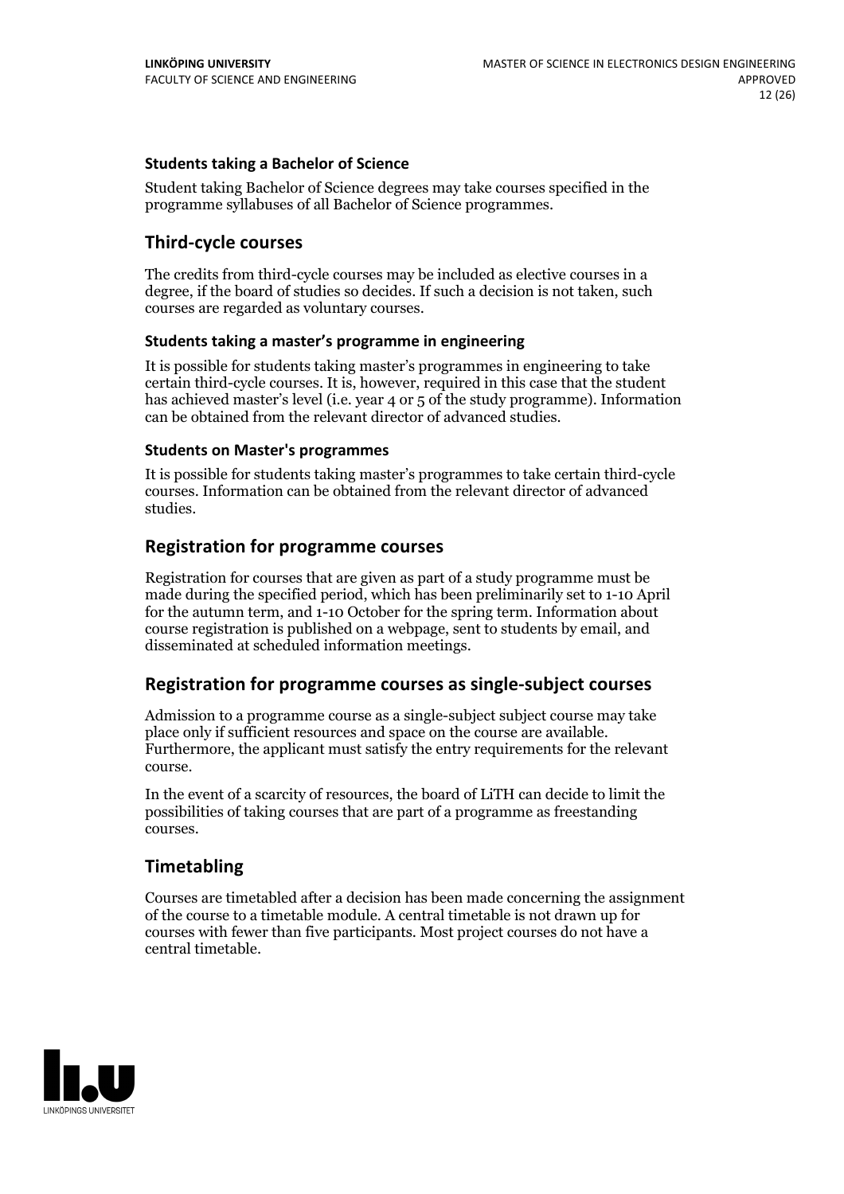#### Students taking a Bachelor of Science

Student taking Bachelor of Science degrees may take courses specified in the programme syllabuses of all Bachelor of Science programmes.

### Third-cycle courses

The credits from third-cycle courses may be included as elective courses in a degree, if the board of studies so decides. If such a decision is not taken, such courses are regarded as voluntary courses.

#### Students taking a master's programme in engineering

It is possible for students taking master's programmes in engineering to take certain third-cycle courses. It is, however, required in this case that the student has achieved master's level (i.e. year 4 or 5 of the study programme). Information can be obtained from the relevant director of advanced studies.

#### Students on Master's programmes

It is possible for students taking master's programmes to take certain third-cycle courses. Information can be obtained from the relevant director of advanced studies.

### Registration for programme courses

Registration for courses that are given as part of a study programme must be made during the specified period, which has been preliminarily set to 1-10 April for the autumn term, and 1-10 October for the spring term. Information about course registration is published on a webpage, sent to students by email, and disseminated at scheduled information meetings.

### Registration for programme courses as single-subject courses

Admission to a programme course as a single-subject subject course may take place only if sufficient resources and space on the course are available. Furthermore, the applicant must satisfy the entry requirements for the relevant course.

In the event of a scarcity of resources, the board of LiTH can decide to limit the possibilities of taking courses that are part of a programme as freestanding courses.

### Timetabling

Courses are timetabled after a decision has been made concerning the assignment of the course to a timetable module. A central timetable is not drawn up for courses with fewer than five participants. Most project courses do not have a central timetable.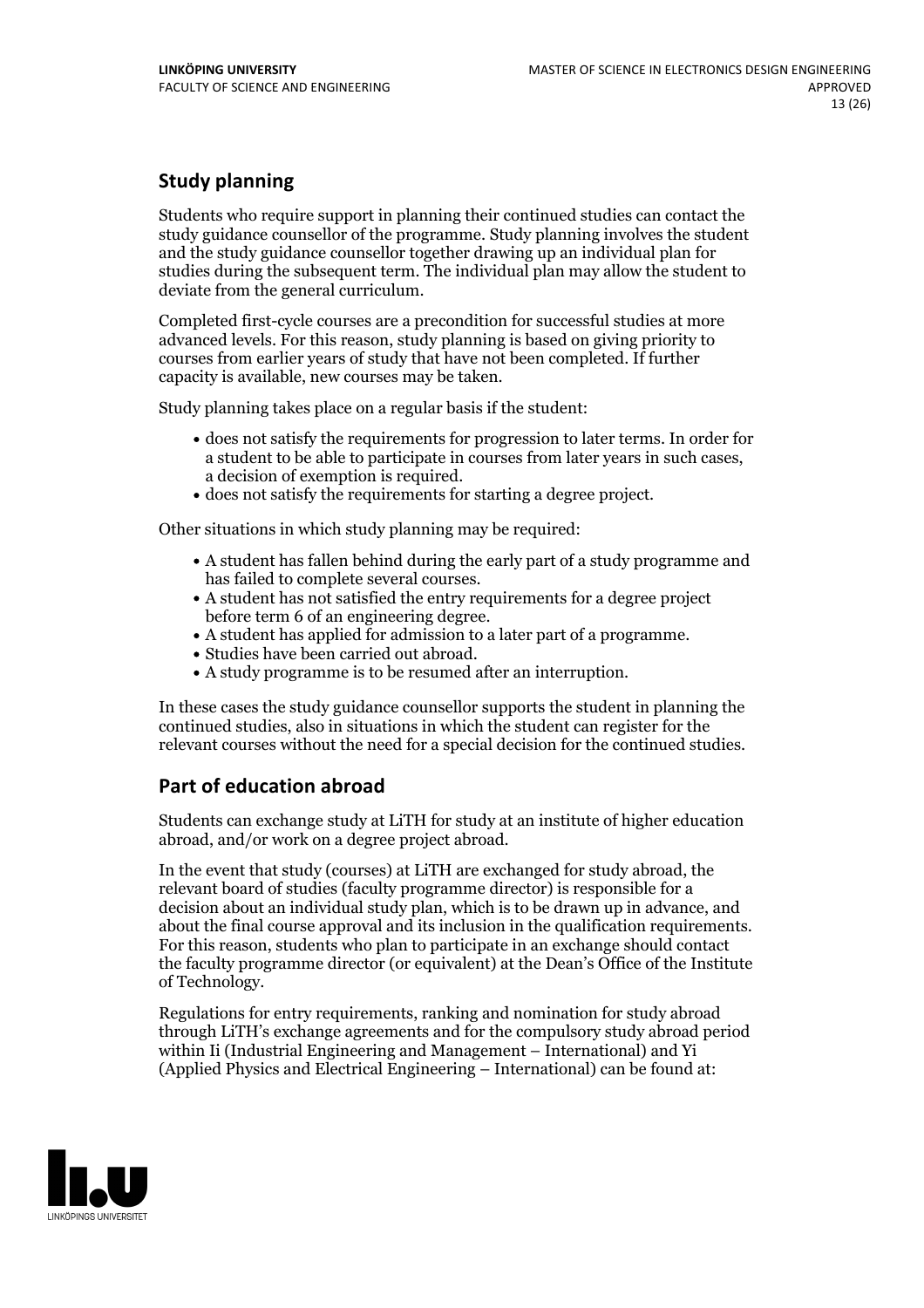## Study planning

Students who require support in planning their continued studies can contact the study guidance counsellor of the programme. Study planning involves the student and the study guidance counsellor together drawing up an individual plan for studies during the subsequent term. The individual plan may allow the student to deviate from the general curriculum.

Completed first-cycle courses are a precondition for successful studies at more advanced levels. For this reason, study planning is based on giving priority to courses from earlier years of study that have not been completed. If further capacity is available, new courses may be taken.

Study planning takes place on a regular basis if the student:

- does not satisfy the requirements for progression to later terms. In order for a student to be able to participate in courses from later years in such cases, a decision of exemption is required.
- does not satisfy the requirements for starting a degree project.

Other situations in which study planning may be required:

- A student has fallen behind during the early part of a study programme and has failed to complete several courses.
- A student has not satisfied the entry requirements for a degree project before term 6 of an engineering degree.
- A student has applied for admission to a later part of a programme.
- Studies have been carried out abroad.
- A study programme is to be resumed after an interruption.

In these cases the study guidance counsellor supports the student in planning the continued studies, also in situations in which the student can register for the relevant courses without the need for a special decision for the continued studies.

## Part of education abroad

Students can exchange study at LiTH for study at an institute of higher education abroad, and/or work on a degree project abroad.

In the event that study (courses) at LiTH are exchanged for study abroad, the relevant board of studies (faculty programme director) is responsible for a decision about an individual study plan, which is to be drawn up in advance, and about the final course approval and its inclusion in the qualification requirements. For this reason, students who plan to participate in an exchange should contact the faculty programme director (or equivalent) at the Dean's Office of the Institute of Technology.

Regulations for entry requirements, ranking and nomination for study abroad through LiTH's exchange agreements and for the compulsory study abroad period within Ii (Industrial Engineering and Management – International) and Yi (Applied Physics and Electrical Engineering – International) can be found at: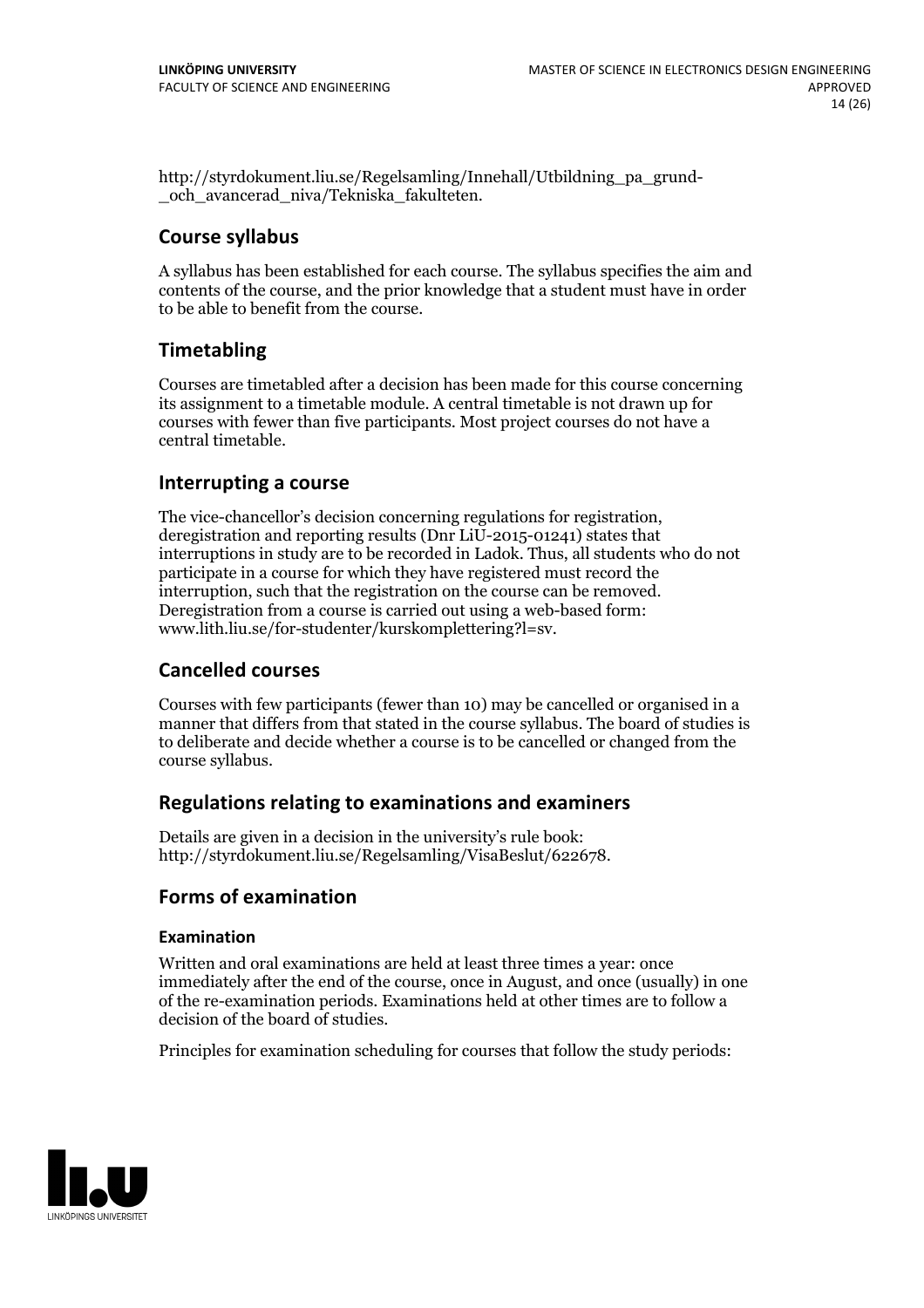http://styrdokument.liu.se/Regelsamling/Innehall/Utbildning_pa_grund-_och_avancerad_niva/Tekniska_fakulteten.

## Course syllabus

A syllabus has been established for each course. The syllabus specifies the aim and contents of the course, and the prior knowledge that a student must have in order to be able to benefit from the course.

## Timetabling

Courses are timetabled after a decision has been made for this course concerning its assignment to a timetable module. A central timetable is not drawn up for courses with fewer than five participants. Most project courses do not have a central timetable.

## Interrupting a course

The vice-chancellor's decision concerning regulations for registration, deregistration and reporting results (Dnr LiU-2015-01241) states that interruptions in study are to be recorded in Ladok. Thus, all students who do not participate in a course for which they have registered must record the interruption, such that the registration on the course can be removed. Deregistration from a course is carried out using a web-based form: www.lith.liu.se/for-studenter/kurskomplettering?l=sv.

## Cancelled courses

Courses with few participants (fewer than 10) may be cancelled or organised in a manner that differs from that stated in the course syllabus. The board of studies is to deliberate and decide whether a course is to be cancelled or changed from the course syllabus.

## Regulations relating to examinations and examiners

Details are given in a decision in the university's rule book: http://styrdokument.liu.se/Regelsamling/VisaBeslut/622678.

## Forms of examination

### Examination

Written and oral examinations are held at least three times a year: once immediately after the end of the course, once in August, and once (usually) in one of the re-examination periods. Examinations held at other times are to follow a decision of the board of studies.

Principles for examination scheduling for courses that follow the study periods: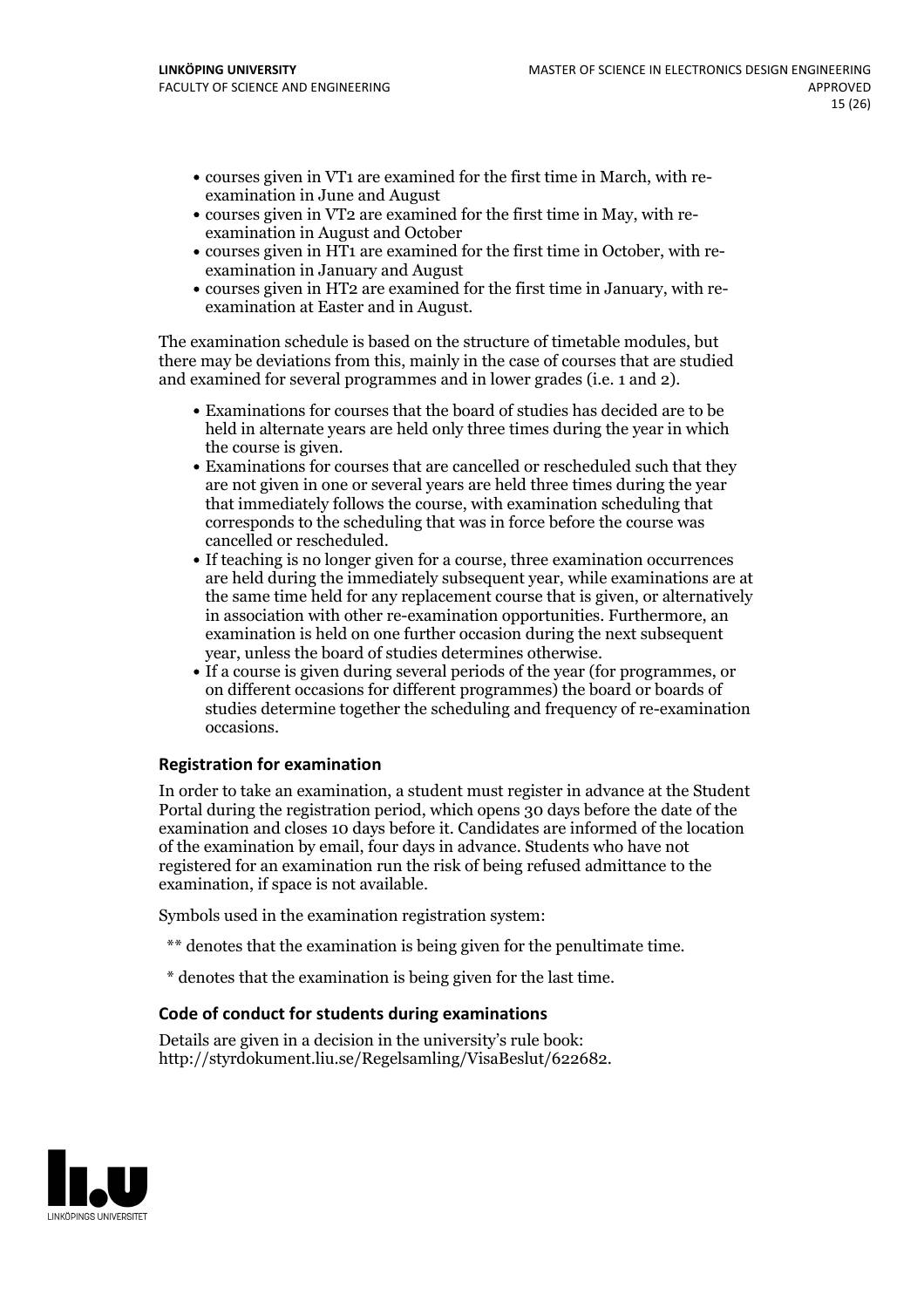- courses given in VT1 are examined for the first time in March, with re-examination in June and August
- courses given in VT2 are examined for the first time in May, with re-examination in August and October
- courses given in HT1 are examined for the first time in October, with re-examination in January and August
- courses given in HT2 are examined for the first time in January, with re-examination at Easter and in August.

The examination schedule is based on the structure of timetable modules, but there may be deviations from this, mainly in the case of courses that are studied and examined for several programmes and in lower grades (i.e. 1 and 2).

- Examinations for courses that the board of studies has decided are to be held in alternate years are held only three times during the year in which the course is given.
- Examinations for courses that are cancelled or rescheduled such that they are not given in one or several years are held three times during the year that immediately follows the course, with examination scheduling that corresponds to the scheduling that was in force before the course was cancelled or rescheduled.
- If teaching is no longer given for a course, three examination occurrences are held during the immediately subsequent year, while examinations are at the same time held for any replacement course that is given, or alternatively in association with other re-examination opportunities. Furthermore, an examination is held on one further occasion during the next subsequent year, unless the board of studies determines otherwise.
- If a course is given during several periods of the year (for programmes, or on different occasions for different programmes) the board or boards of studies determine together the scheduling and frequency of re-examination occasions.

### Registration for examination

In order to take an examination, a student must register in advance at the Student Portal during the registration period, which opens 30 days before the date of the examination and closes 10 days before it. Candidates are informed of the location of the examination by email, four days in advance. Students who have not registered for an examination run the risk of being refused admittance to the examination, if space is not available.

Symbols used in the examination registration system:

** denotes that the examination is being given for the penultimate time.

* denotes that the examination is being given for the last time.

### Code of conduct for students during examinations

Details are given in a decision in the university's rule book: http://styrdokument.liu.se/Regelsamling/VisaBeslut/622682.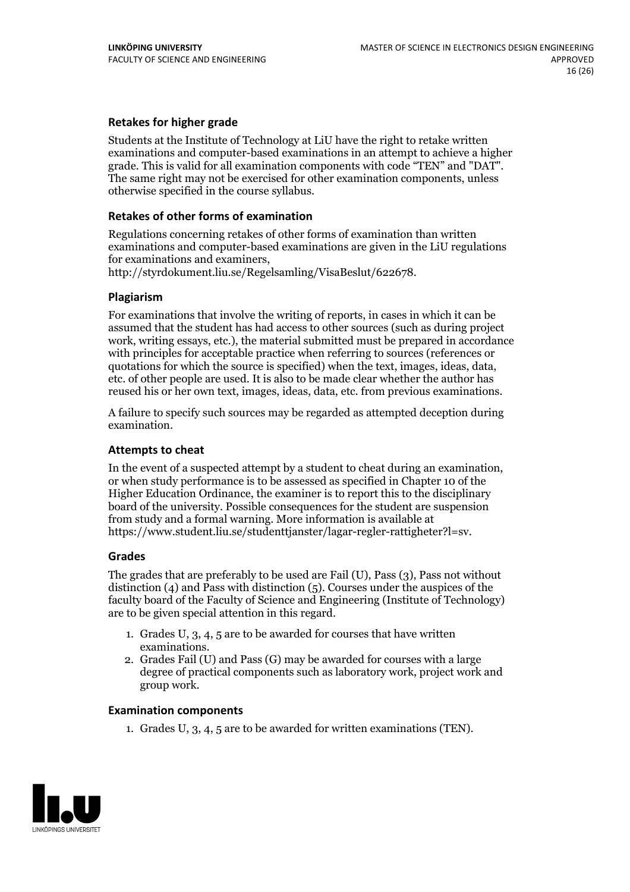### Retakes for higher grade

Students at the Institute of Technology at LiU have the right to retake written examinations and computer-based examinations in an attempt to achieve a higher grade. This is valid for all examination components with code "TEN" and "DAT". The same right may not be exercised for other examination components, unless otherwise specified in the course syllabus.

### Retakes of other forms of examination

Regulations concerning retakes of other forms of examination than written examinations and computer-based examinations are given in the LiU regulations for examinations and examiners, http://styrdokument.liu.se/Regelsamling/VisaBeslut/622678.

### Plagiarism

For examinations that involve the writing of reports, in cases in which it can be assumed that the student has had access to other sources (such as during project work, writing essays, etc.), the material submitted must be prepared in accordance with principles for acceptable practice when referring to sources (references or quotations for which the source is specified) when the text, images, ideas, data, etc. of other people are used. It is also to be made clear whether the author has reused his or her own text, images, ideas, data, etc. from previous examinations.

A failure to specify such sources may be regarded as attempted deception during examination.

### Attempts to cheat

In the event of a suspected attempt by a student to cheat during an examination, or when study performance is to be assessed as specified in Chapter 10 of the Higher Education Ordinance, the examiner is to report this to the disciplinary board of the university. Possible consequences for the student are suspension from study and a formal warning. More information is available at https://www.student.liu.se/studenttjanster/lagar-regler-rattigheter?l=sv.

### Grades

The grades that are preferably to be used are Fail (U), Pass (3), Pass not without distinction (4) and Pass with distinction (5). Courses under the auspices of the faculty board of the Faculty of Science and Engineering (Institute of Technology) are to be given special attention in this regard.

1. Grades U, 3, 4, 5 are to be awarded for courses that have written examinations.
2. Grades Fail (U) and Pass (G) may be awarded for courses with a large degree of practical components such as laboratory work, project work and group work.

### Examination components

1. Grades U, 3, 4, 5 are to be awarded for written examinations (TEN).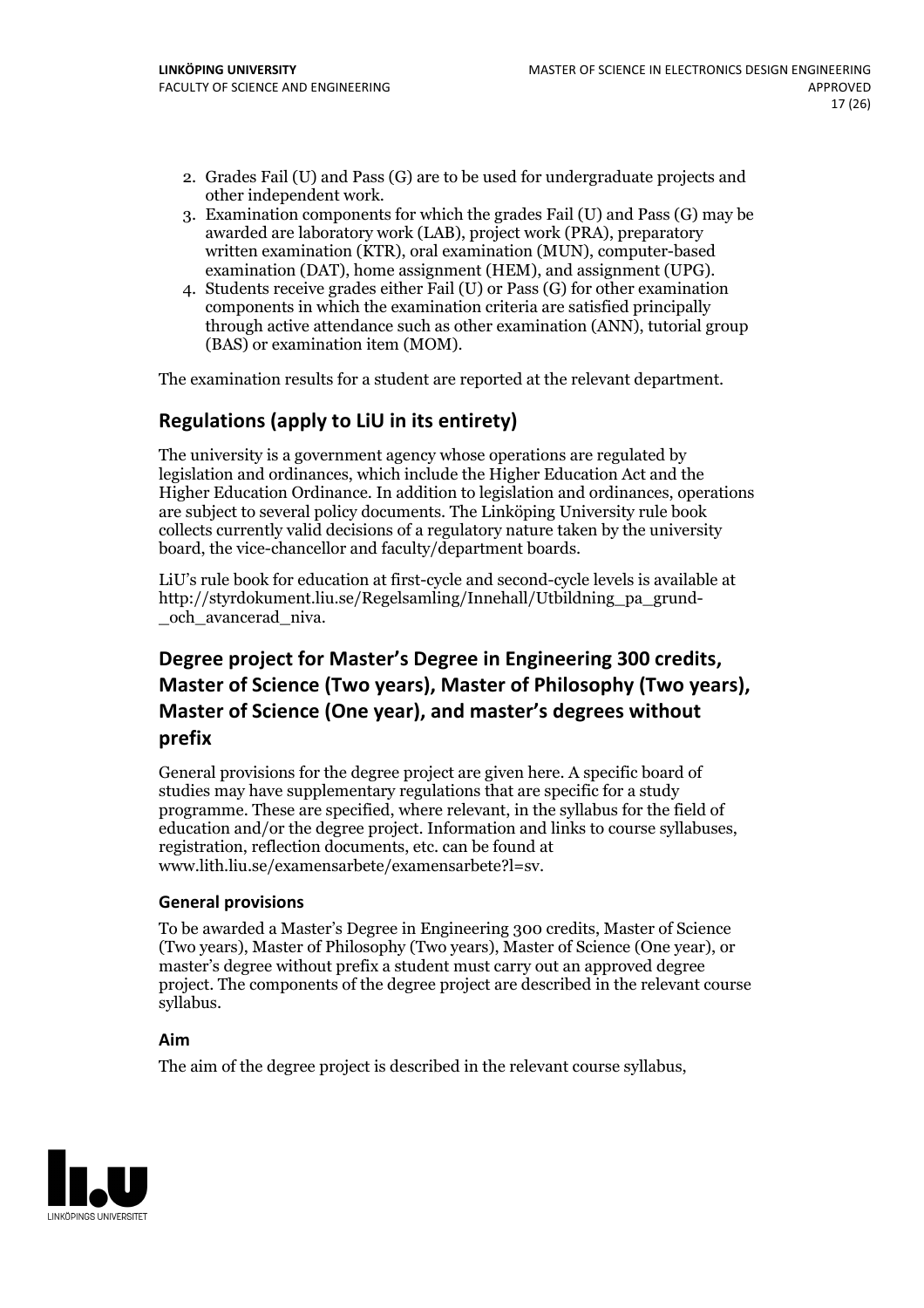2. Grades Fail (U) and Pass (G) are to be used for undergraduate projects and other independent work.
3. Examination components for which the grades Fail (U) and Pass (G) may be awarded are laboratory work (LAB), project work (PRA), preparatory written examination (KTR), oral examination (MUN), computer-based examination (DAT), home assignment (HEM), and assignment (UPG).
4. Students receive grades either Fail (U) or Pass (G) for other examination components in which the examination criteria are satisfied principally through active attendance such as other examination (ANN), tutorial group (BAS) or examination item (MOM).

The examination results for a student are reported at the relevant department.

## Regulations (apply to LiU in its entirety)

The university is a government agency whose operations are regulated by legislation and ordinances, which include the Higher Education Act and the Higher Education Ordinance. In addition to legislation and ordinances, operations are subject to several policy documents. The Linköping University rule book collects currently valid decisions of a regulatory nature taken by the university board, the vice-chancellor and faculty/department boards.

LiU's rule book for education at first-cycle and second-cycle levels is available at http://styrdokument.liu.se/Regelsamling/Innehall/Utbildning_pa_grund-_och_avancerad_niva.

## Degree project for Master's Degree in Engineering 300 credits, Master of Science (Two years), Master of Philosophy (Two years), Master of Science (One year), and master's degrees without prefix

General provisions for the degree project are given here. A specific board of studies may have supplementary regulations that are specific for a study programme. These are specified, where relevant, in the syllabus for the field of education and/or the degree project. Information and links to course syllabuses, registration, reflection documents, etc. can be found at www.lith.liu.se/examensarbete/examensarbete?l=sv.

### General provisions

To be awarded a Master's Degree in Engineering 300 credits, Master of Science (Two years), Master of Philosophy (Two years), Master of Science (One year), or master's degree without prefix a student must carry out an approved degree project. The components of the degree project are described in the relevant course syllabus.

### Aim

The aim of the degree project is described in the relevant course syllabus,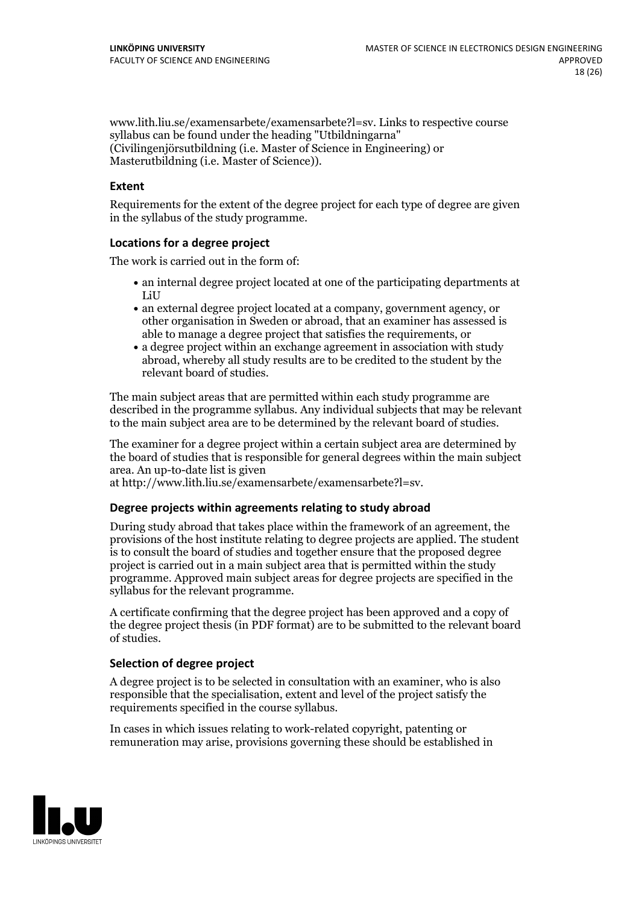www.lith.liu.se/examensarbete/examensarbete?l=sv. Links to respective course syllabus can be found under the heading "Utbildningarna" (Civilingenjörsutbildning (i.e. Master of Science in Engineering) or Masterutbildning (i.e. Master of Science)).

### Extent

Requirements for the extent of the degree project for each type of degree are given in the syllabus of the study programme.

### Locations for a degree project

The work is carried out in the form of:

- an internal degree project located at one of the participating departments at LiU
- an external degree project located at a company, government agency, or other organisation in Sweden or abroad, that an examiner has assessed is able to manage a degree project that satisfies the requirements, or
- a degree project within an exchange agreement in association with study abroad, whereby all study results are to be credited to the student by the relevant board of studies.

The main subject areas that are permitted within each study programme are described in the programme syllabus. Any individual subjects that may be relevant to the main subject area are to be determined by the relevant board of studies.

The examiner for a degree project within a certain subject area are determined by the board of studies that is responsible for general degrees within the main subject area. An up-to-date list is given at http://www.lith.liu.se/examensarbete/examensarbete?l=sv.

### Degree projects within agreements relating to study abroad

During study abroad that takes place within the framework of an agreement, the provisions of the host institute relating to degree projects are applied. The student is to consult the board of studies and together ensure that the proposed degree project is carried out in a main subject area that is permitted within the study programme. Approved main subject areas for degree projects are specified in the syllabus for the relevant programme.

A certificate confirming that the degree project has been approved and a copy of the degree project thesis (in PDF format) are to be submitted to the relevant board of studies.

### Selection of degree project

A degree project is to be selected in consultation with an examiner, who is also responsible that the specialisation, extent and level of the project satisfy the requirements specified in the course syllabus.

In cases in which issues relating to work-related copyright, patenting or remuneration may arise, provisions governing these should be established in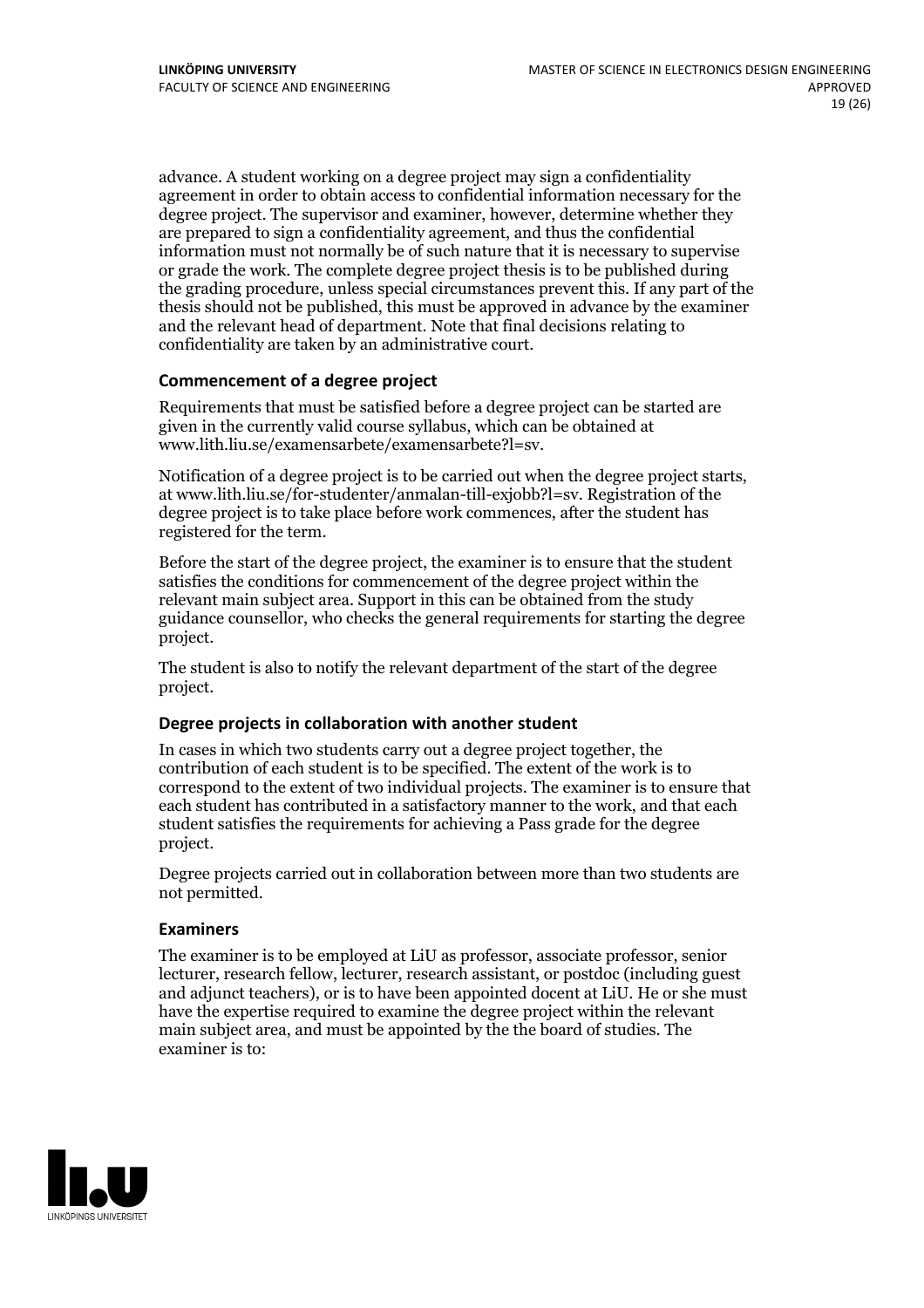advance. A student working on a degree project may sign a confidentiality agreement in order to obtain access to confidential information necessary for the degree project. The supervisor and examiner, however, determine whether they are prepared to sign a confidentiality agreement, and thus the confidential information must not normally be of such nature that it is necessary to supervise or grade the work. The complete degree project thesis is to be published during the grading procedure, unless special circumstances prevent this. If any part of the thesis should not be published, this must be approved in advance by the examiner and the relevant head of department. Note that final decisions relating to confidentiality are taken by an administrative court.

### Commencement of a degree project

Requirements that must be satisfied before a degree project can be started are given in the currently valid course syllabus, which can be obtained at www.lith.liu.se/examensarbete/examensarbete?l=sv.

Notification of a degree project is to be carried out when the degree project starts, at www.lith.liu.se/for-studenter/anmalan-till-exjobb?l=sv. Registration of the degree project is to take place before work commences, after the student has registered for the term.

Before the start of the degree project, the examiner is to ensure that the student satisfies the conditions for commencement of the degree project within the relevant main subject area. Support in this can be obtained from the study guidance counsellor, who checks the general requirements for starting the degree project.

The student is also to notify the relevant department of the start of the degree project.

### Degree projects in collaboration with another student

In cases in which two students carry out a degree project together, the contribution of each student is to be specified. The extent of the work is to correspond to the extent of two individual projects. The examiner is to ensure that each student has contributed in a satisfactory manner to the work, and that each student satisfies the requirements for achieving a Pass grade for the degree project.

Degree projects carried out in collaboration between more than two students are not permitted.

### Examiners

The examiner is to be employed at LiU as professor, associate professor, senior lecturer, research fellow, lecturer, research assistant, or postdoc (including guest and adjunct teachers), or is to have been appointed docent at LiU. He or she must have the expertise required to examine the degree project within the relevant main subject area, and must be appointed by the the board of studies. The examiner is to: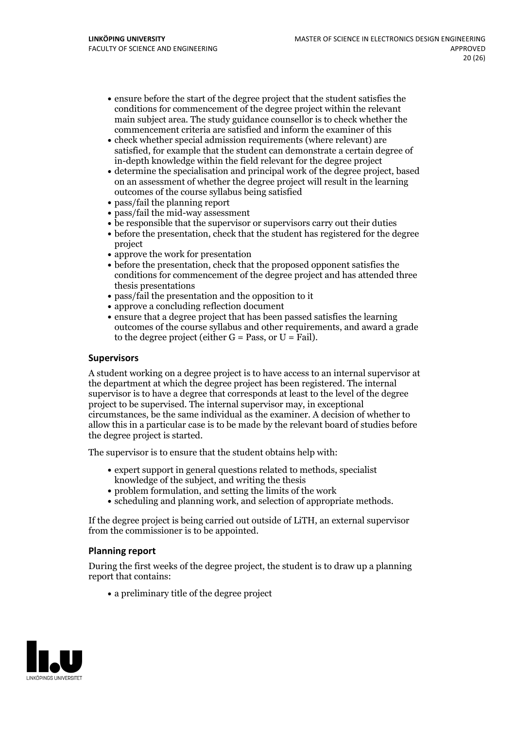- ensure before the start of the degree project that the student satisfies the conditions for commencement of the degree project within the relevant main subject area. The study guidance counsellor is to check whether the commencement criteria are satisfied and inform the examiner of this
- check whether special admission requirements (where relevant) are satisfied, for example that the student can demonstrate a certain degree of in-depth knowledge within the field relevant for the degree project
- determine the specialisation and principal work of the degree project, based on an assessment of whether the degree project will result in the learning outcomes of the course syllabus being satisfied
- pass/fail the planning report
- pass/fail the mid-way assessment
- be responsible that the supervisor or supervisors carry out their duties
- before the presentation, check that the student has registered for the degree project
- approve the work for presentation
- before the presentation, check that the proposed opponent satisfies the conditions for commencement of the degree project and has attended three thesis presentations
- pass/fail the presentation and the opposition to it
- approve a concluding reflection document
- ensure that a degree project that has been passed satisfies the learning outcomes of the course syllabus and other requirements, and award a grade to the degree project (either G = Pass, or U = Fail).

### Supervisors

A student working on a degree project is to have access to an internal supervisor at the department at which the degree project has been registered. The internal supervisor is to have a degree that corresponds at least to the level of the degree project to be supervised. The internal supervisor may, in exceptional circumstances, be the same individual as the examiner. A decision of whether to allow this in a particular case is to be made by the relevant board of studies before the degree project is started.

The supervisor is to ensure that the student obtains help with:

- expert support in general questions related to methods, specialist knowledge of the subject, and writing the thesis
- problem formulation, and setting the limits of the work
- scheduling and planning work, and selection of appropriate methods.

If the degree project is being carried out outside of LiTH, an external supervisor from the commissioner is to be appointed.

### Planning report

During the first weeks of the degree project, the student is to draw up a planning report that contains:

- a preliminary title of the degree project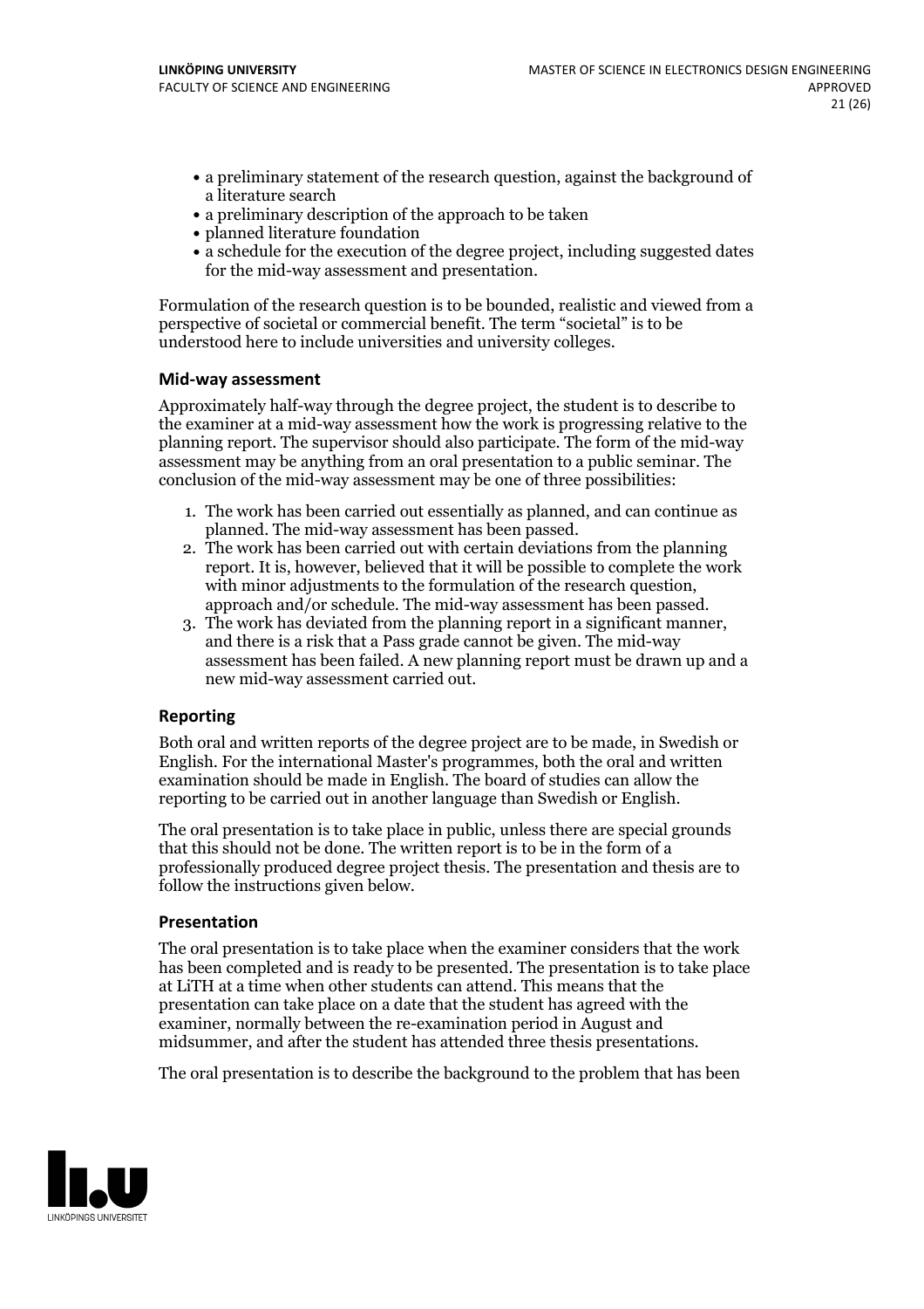- a preliminary statement of the research question, against the background of a literature search
- a preliminary description of the approach to be taken
- planned literature foundation
- a schedule for the execution of the degree project, including suggested dates for the mid-way assessment and presentation.

Formulation of the research question is to be bounded, realistic and viewed from a perspective of societal or commercial benefit. The term "societal" is to be understood here to include universities and university colleges.

### Mid-way assessment

Approximately half-way through the degree project, the student is to describe to the examiner at a mid-way assessment how the work is progressing relative to the planning report. The supervisor should also participate. The form of the mid-way assessment may be anything from an oral presentation to a public seminar. The conclusion of the mid-way assessment may be one of three possibilities:

1. The work has been carried out essentially as planned, and can continue as planned. The mid-way assessment has been passed.
2. The work has been carried out with certain deviations from the planning report. It is, however, believed that it will be possible to complete the work with minor adjustments to the formulation of the research question, approach and/or schedule. The mid-way assessment has been passed.
3. The work has deviated from the planning report in a significant manner, and there is a risk that a Pass grade cannot be given. The mid-way assessment has been failed. A new planning report must be drawn up and a new mid-way assessment carried out.

### Reporting

Both oral and written reports of the degree project are to be made, in Swedish or English. For the international Master's programmes, both the oral and written examination should be made in English. The board of studies can allow the reporting to be carried out in another language than Swedish or English.

The oral presentation is to take place in public, unless there are special grounds that this should not be done. The written report is to be in the form of a professionally produced degree project thesis. The presentation and thesis are to follow the instructions given below.

### Presentation

The oral presentation is to take place when the examiner considers that the work has been completed and is ready to be presented. The presentation is to take place at LiTH at a time when other students can attend. This means that the presentation can take place on a date that the student has agreed with the examiner, normally between the re-examination period in August and midsummer, and after the student has attended three thesis presentations.

The oral presentation is to describe the background to the problem that has been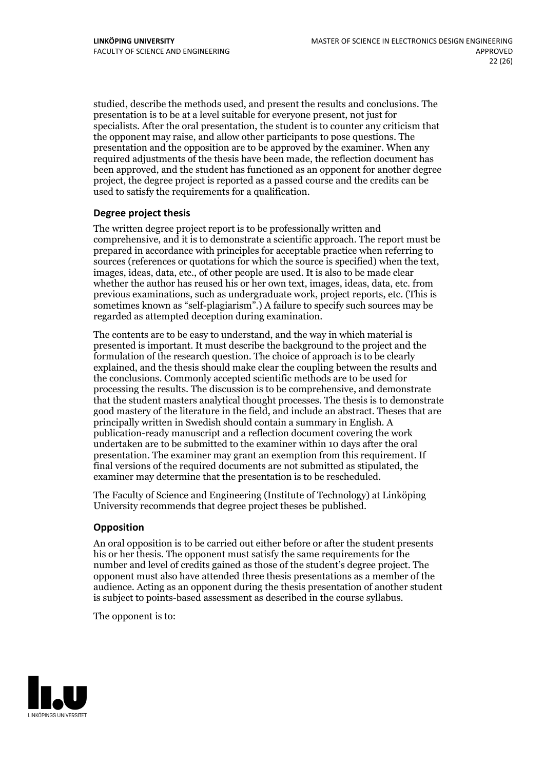studied, describe the methods used, and present the results and conclusions. The presentation is to be at a level suitable for everyone present, not just for specialists. After the oral presentation, the student is to counter any criticism that the opponent may raise, and allow other participants to pose questions. The presentation and the opposition are to be approved by the examiner. When any required adjustments of the thesis have been made, the reflection document has been approved, and the student has functioned as an opponent for another degree project, the degree project is reported as a passed course and the credits can be used to satisfy the requirements for a qualification.

### Degree project thesis

The written degree project report is to be professionally written and comprehensive, and it is to demonstrate a scientific approach. The report must be prepared in accordance with principles for acceptable practice when referring to sources (references or quotations for which the source is specified) when the text, images, ideas, data, etc., of other people are used. It is also to be made clear whether the author has reused his or her own text, images, ideas, data, etc. from previous examinations, such as undergraduate work, project reports, etc. (This is sometimes known as "self-plagiarism".) A failure to specify such sources may be regarded as attempted deception during examination.

The contents are to be easy to understand, and the way in which material is presented is important. It must describe the background to the project and the formulation of the research question. The choice of approach is to be clearly explained, and the thesis should make clear the coupling between the results and the conclusions. Commonly accepted scientific methods are to be used for processing the results. The discussion is to be comprehensive, and demonstrate that the student masters analytical thought processes. The thesis is to demonstrate good mastery of the literature in the field, and include an abstract. Theses that are principally written in Swedish should contain a summary in English. A publication-ready manuscript and a reflection document covering the work undertaken are to be submitted to the examiner within 10 days after the oral presentation. The examiner may grant an exemption from this requirement. If final versions of the required documents are not submitted as stipulated, the examiner may determine that the presentation is to be rescheduled.

The Faculty of Science and Engineering (Institute of Technology) at Linköping University recommends that degree project theses be published.

### Opposition

An oral opposition is to be carried out either before or after the student presents his or her thesis. The opponent must satisfy the same requirements for the number and level of credits gained as those of the student's degree project. The opponent must also have attended three thesis presentations as a member of the audience. Acting as an opponent during the thesis presentation of another student is subject to points-based assessment as described in the course syllabus.

The opponent is to: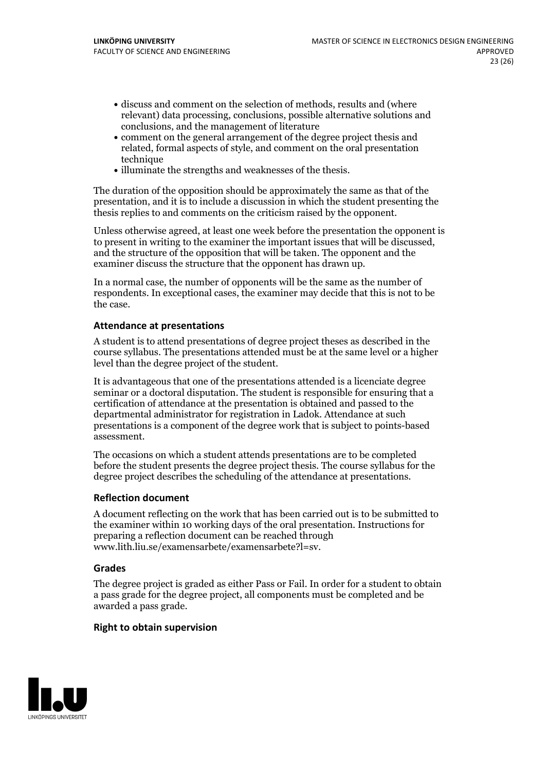- discuss and comment on the selection of methods, results and (where relevant) data processing, conclusions, possible alternative solutions and conclusions, and the management of literature
- comment on the general arrangement of the degree project thesis and related, formal aspects of style, and comment on the oral presentation technique
- illuminate the strengths and weaknesses of the thesis.

The duration of the opposition should be approximately the same as that of the presentation, and it is to include a discussion in which the student presenting the thesis replies to and comments on the criticism raised by the opponent.

Unless otherwise agreed, at least one week before the presentation the opponent is to present in writing to the examiner the important issues that will be discussed, and the structure of the opposition that will be taken. The opponent and the examiner discuss the structure that the opponent has drawn up.

In a normal case, the number of opponents will be the same as the number of respondents. In exceptional cases, the examiner may decide that this is not to be the case.

#### Attendance at presentations

A student is to attend presentations of degree project theses as described in the course syllabus. The presentations attended must be at the same level or a higher level than the degree project of the student.

It is advantageous that one of the presentations attended is a licenciate degree seminar or a doctoral disputation. The student is responsible for ensuring that a certification of attendance at the presentation is obtained and passed to the departmental administrator for registration in Ladok. Attendance at such presentations is a component of the degree work that is subject to points-based assessment.

The occasions on which a student attends presentations are to be completed before the student presents the degree project thesis. The course syllabus for the degree project describes the scheduling of the attendance at presentations.

#### Reflection document

A document reflecting on the work that has been carried out is to be submitted to the examiner within 10 working days of the oral presentation. Instructions for preparing a reflection document can be reached through www.lith.liu.se/examensarbete/examensarbete?l=sv.

#### Grades

The degree project is graded as either Pass or Fail. In order for a student to obtain a pass grade for the degree project, all components must be completed and be awarded a pass grade.

#### Right to obtain supervision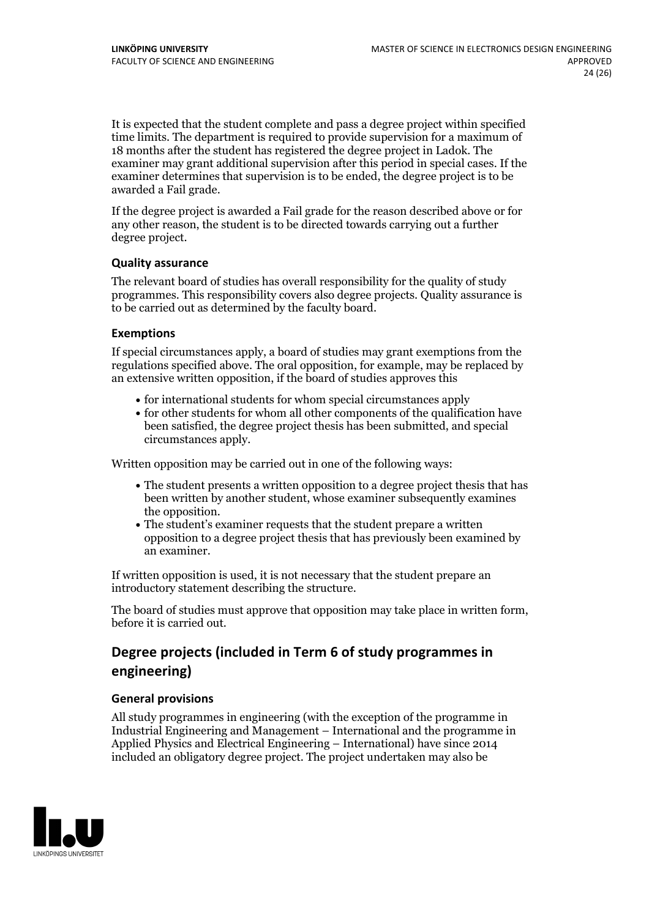It is expected that the student complete and pass a degree project within specified time limits. The department is required to provide supervision for a maximum of 18 months after the student has registered the degree project in Ladok. The examiner may grant additional supervision after this period in special cases. If the examiner determines that supervision is to be ended, the degree project is to be awarded a Fail grade.

If the degree project is awarded a Fail grade for the reason described above or for any other reason, the student is to be directed towards carrying out a further degree project.

### Quality assurance

The relevant board of studies has overall responsibility for the quality of study programmes. This responsibility covers also degree projects. Quality assurance is to be carried out as determined by the faculty board.

### Exemptions

If special circumstances apply, a board of studies may grant exemptions from the regulations specified above. The oral opposition, for example, may be replaced by an extensive written opposition, if the board of studies approves this

- for international students for whom special circumstances apply
- for other students for whom all other components of the qualification have been satisfied, the degree project thesis has been submitted, and special circumstances apply.

Written opposition may be carried out in one of the following ways:

- The student presents a written opposition to a degree project thesis that has been written by another student, whose examiner subsequently examines the opposition.
- The student's examiner requests that the student prepare a written opposition to a degree project thesis that has previously been examined by an examiner.

If written opposition is used, it is not necessary that the student prepare an introductory statement describing the structure.

The board of studies must approve that opposition may take place in written form, before it is carried out.

## Degree projects (included in Term 6 of study programmes in engineering)

### General provisions

All study programmes in engineering (with the exception of the programme in Industrial Engineering and Management – International and the programme in Applied Physics and Electrical Engineering – International) have since 2014 included an obligatory degree project. The project undertaken may also be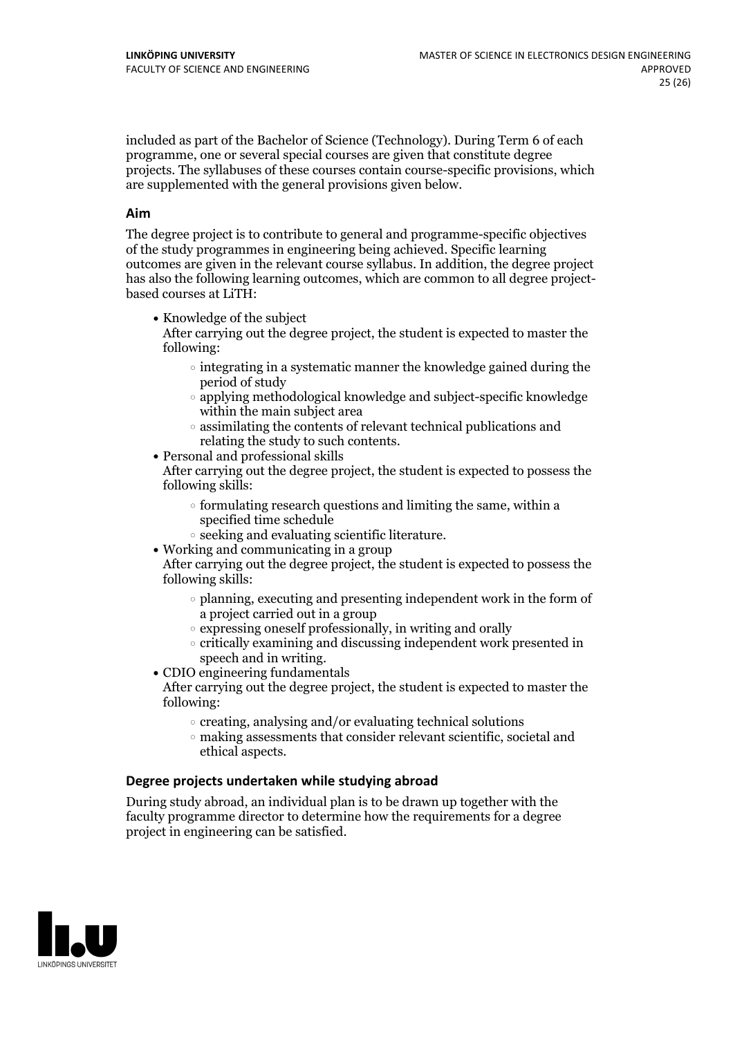included as part of the Bachelor of Science (Technology). During Term 6 of each programme, one or several special courses are given that constitute degree projects. The syllabuses of these courses contain course-specific provisions, which are supplemented with the general provisions given below.

### Aim

The degree project is to contribute to general and programme-specific objectives of the study programmes in engineering being achieved. Specific learning outcomes are given in the relevant course syllabus. In addition, the degree project has also the following learning outcomes, which are common to all degree project-based courses at LiTH:

- Knowledge of the subject
  After carrying out the degree project, the student is expected to master the following:
  - integrating in a systematic manner the knowledge gained during the period of study
  - applying methodological knowledge and subject-specific knowledge within the main subject area
  - assimilating the contents of relevant technical publications and relating the study to such contents.
- Personal and professional skills
  After carrying out the degree project, the student is expected to possess the following skills:
  - formulating research questions and limiting the same, within a specified time schedule
  - seeking and evaluating scientific literature.
- Working and communicating in a group
  After carrying out the degree project, the student is expected to possess the following skills:
  - planning, executing and presenting independent work in the form of a project carried out in a group
  - expressing oneself professionally, in writing and orally
  - critically examining and discussing independent work presented in speech and in writing.
- CDIO engineering fundamentals
  After carrying out the degree project, the student is expected to master the following:
  - creating, analysing and/or evaluating technical solutions
  - making assessments that consider relevant scientific, societal and ethical aspects.

### Degree projects undertaken while studying abroad

During study abroad, an individual plan is to be drawn up together with the faculty programme director to determine how the requirements for a degree project in engineering can be satisfied.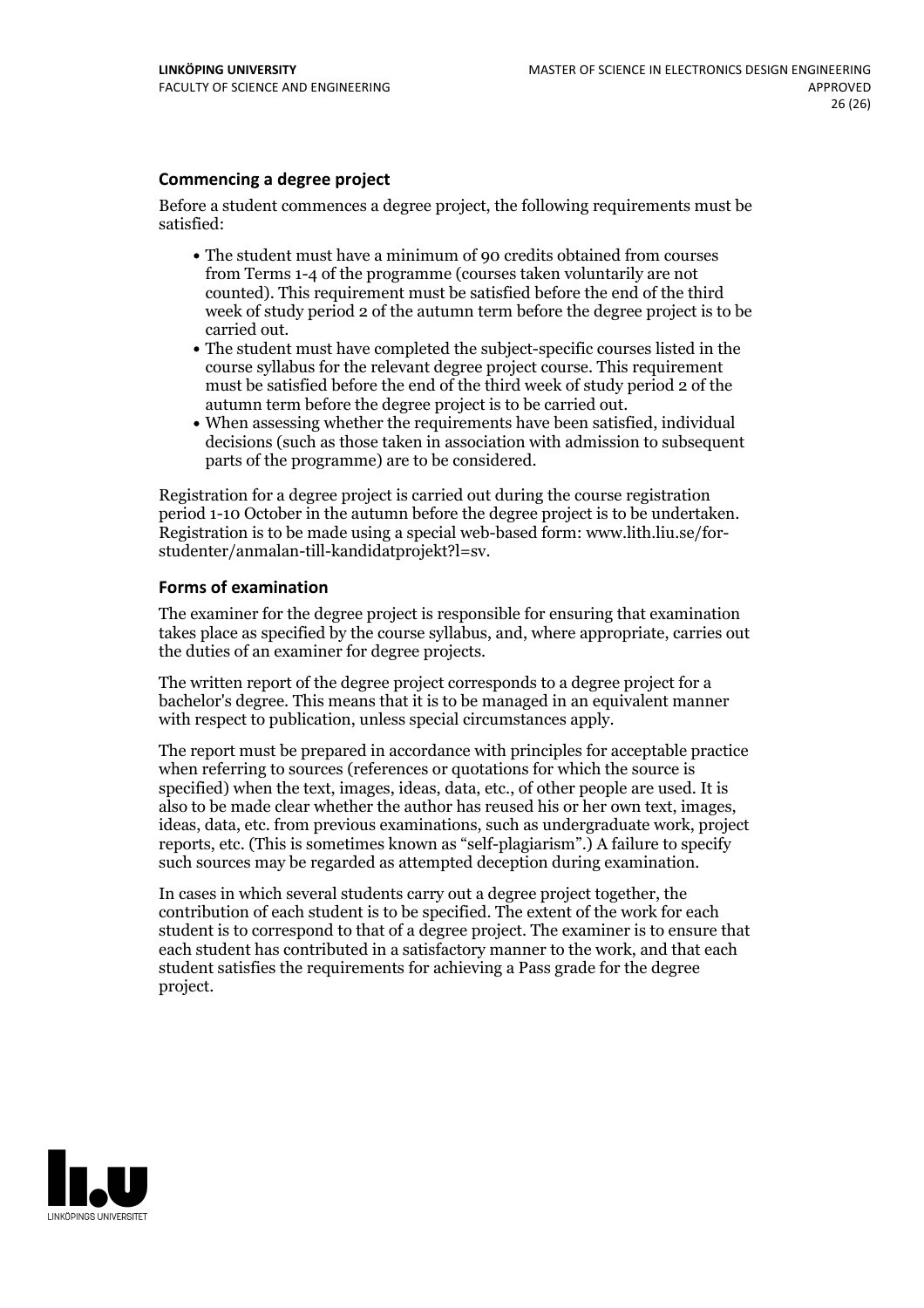### Commencing a degree project

Before a student commences a degree project, the following requirements must be satisfied:

- The student must have a minimum of 90 credits obtained from courses from Terms 1-4 of the programme (courses taken voluntarily are not counted). This requirement must be satisfied before the end of the third week of study period 2 of the autumn term before the degree project is to be carried out.
- The student must have completed the subject-specific courses listed in the course syllabus for the relevant degree project course. This requirement must be satisfied before the end of the third week of study period 2 of the autumn term before the degree project is to be carried out.
- When assessing whether the requirements have been satisfied, individual decisions (such as those taken in association with admission to subsequent parts of the programme) are to be considered.

Registration for a degree project is carried out during the course registration period 1-10 October in the autumn before the degree project is to be undertaken. Registration is to be made using a special web-based form: www.lith.liu.se/for-studenter/anmalan-till-kandidatprojekt?l=sv.

### Forms of examination

The examiner for the degree project is responsible for ensuring that examination takes place as specified by the course syllabus, and, where appropriate, carries out the duties of an examiner for degree projects.

The written report of the degree project corresponds to a degree project for a bachelor's degree. This means that it is to be managed in an equivalent manner with respect to publication, unless special circumstances apply.

The report must be prepared in accordance with principles for acceptable practice when referring to sources (references or quotations for which the source is specified) when the text, images, ideas, data, etc., of other people are used. It is also to be made clear whether the author has reused his or her own text, images, ideas, data, etc. from previous examinations, such as undergraduate work, project reports, etc. (This is sometimes known as "self-plagiarism".) A failure to specify such sources may be regarded as attempted deception during examination.

In cases in which several students carry out a degree project together, the contribution of each student is to be specified. The extent of the work for each student is to correspond to that of a degree project. The examiner is to ensure that each student has contributed in a satisfactory manner to the work, and that each student satisfies the requirements for achieving a Pass grade for the degree project.